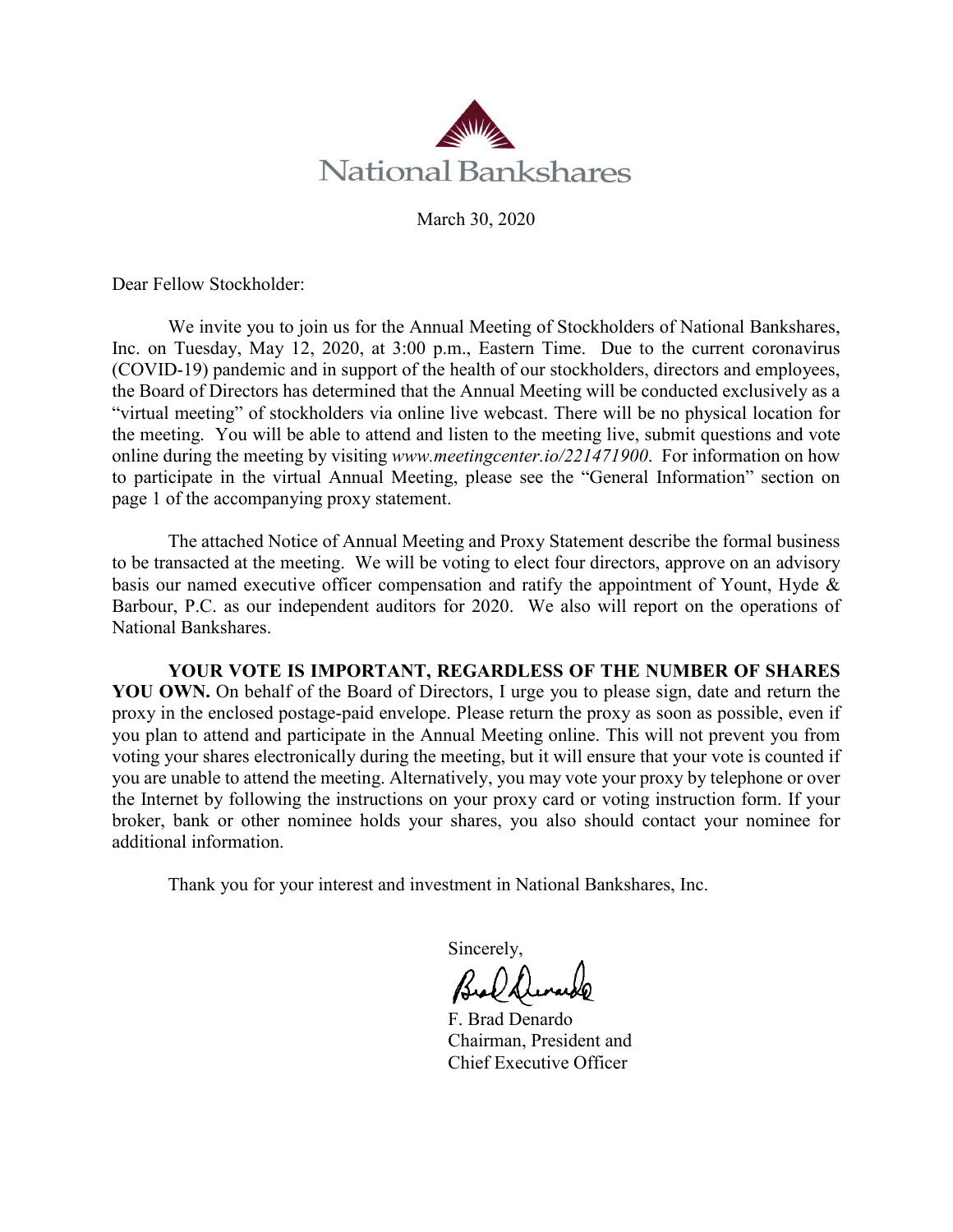# National Bankshares

March 30, 2020

Dear Fellow Stockholder:

We invite you to join us for the Annual Meeting of Stockholders of National Bankshares, Inc. on Tuesday, May 12, 2020, at 3:00 p.m., Eastern Time. Due to the current coronavirus (COVID-19) pandemic and in support of the health of our stockholders, directors and employees, the Board of Directors has determined that the Annual Meeting will be conducted exclusively as a "virtual meeting" of stockholders via online live webcast. There will be no physical location for the meeting. You will be able to attend and listen to the meeting live, submit questions and vote online during the meeting by visiting *www.meetingcenter.io/221471900*. For information on how to participate in the virtual Annual Meeting, please see the "General Information" section on page 1 of the accompanying proxy statement.

The attached Notice of Annual Meeting and Proxy Statement describe the formal business to be transacted at the meeting. We will be voting to elect four directors, approve on an advisory basis our named executive officer compensation and ratify the appointment of Yount, Hyde & Barbour, P.C. as our independent auditors for 2020. We also will report on the operations of National Bankshares.

**YOUR VOTE IS IMPORTANT, REGARDLESS OF THE NUMBER OF SHARES YOU OWN.** On behalf of the Board of Directors, I urge you to please sign, date and return the proxy in the enclosed postage-paid envelope. Please return the proxy as soon as possible, even if you plan to attend and participate in the Annual Meeting online. This will not prevent you from voting your shares electronically during the meeting, but it will ensure that your vote is counted if you are unable to attend the meeting. Alternatively, you may vote your proxy by telephone or over the Internet by following the instructions on your proxy card or voting instruction form. If your broker, bank or other nominee holds your shares, you also should contact your nominee for additional information.

Thank you for your interest and investment in National Bankshares, Inc.

Sincerely,

F. Brad Denardo
Chairman, President and
Chief Executive Officer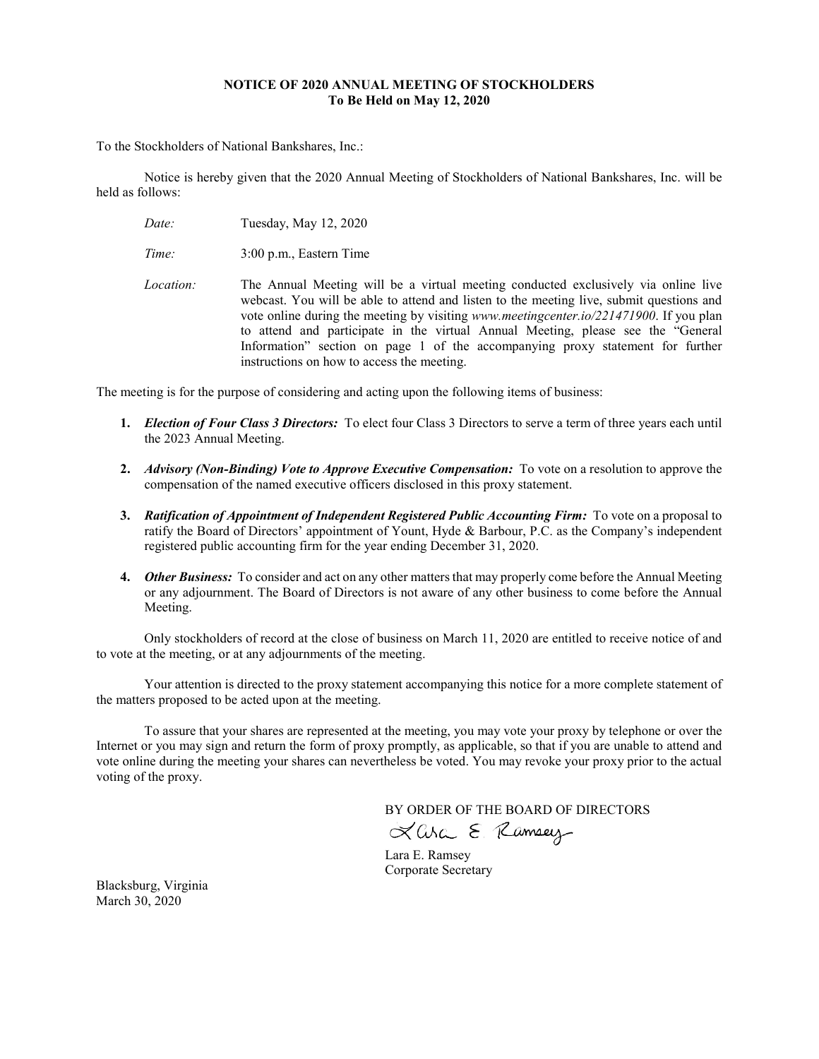# NOTICE OF 2020 ANNUAL MEETING OF STOCKHOLDERS
## To Be Held on May 12, 2020

To the Stockholders of National Bankshares, Inc.:

Notice is hereby given that the 2020 Annual Meeting of Stockholders of National Bankshares, Inc. will be held as follows:

*Date:* Tuesday, May 12, 2020

*Time:* 3:00 p.m., Eastern Time

*Location:* The Annual Meeting will be a virtual meeting conducted exclusively via online live webcast. You will be able to attend and listen to the meeting live, submit questions and vote online during the meeting by visiting *www.meetingcenter.io/221471900*. If you plan to attend and participate in the virtual Annual Meeting, please see the "General Information" section on page 1 of the accompanying proxy statement for further instructions on how to access the meeting.

The meeting is for the purpose of considering and acting upon the following items of business:

1. ***Election of Four Class 3 Directors:*** To elect four Class 3 Directors to serve a term of three years each until the 2023 Annual Meeting.

2. ***Advisory (Non-Binding) Vote to Approve Executive Compensation:*** To vote on a resolution to approve the compensation of the named executive officers disclosed in this proxy statement.

3. ***Ratification of Appointment of Independent Registered Public Accounting Firm:*** To vote on a proposal to ratify the Board of Directors' appointment of Yount, Hyde & Barbour, P.C. as the Company's independent registered public accounting firm for the year ending December 31, 2020.

4. ***Other Business:*** To consider and act on any other matters that may properly come before the Annual Meeting or any adjournment. The Board of Directors is not aware of any other business to come before the Annual Meeting.

Only stockholders of record at the close of business on March 11, 2020 are entitled to receive notice of and to vote at the meeting, or at any adjournments of the meeting.

Your attention is directed to the proxy statement accompanying this notice for a more complete statement of the matters proposed to be acted upon at the meeting.

To assure that your shares are represented at the meeting, you may vote your proxy by telephone or over the Internet or you may sign and return the form of proxy promptly, as applicable, so that if you are unable to attend and vote online during the meeting your shares can nevertheless be voted. You may revoke your proxy prior to the actual voting of the proxy.

BY ORDER OF THE BOARD OF DIRECTORS

Lara E. Ramsey

Lara E. Ramsey
Corporate Secretary

Blacksburg, Virginia
March 30, 2020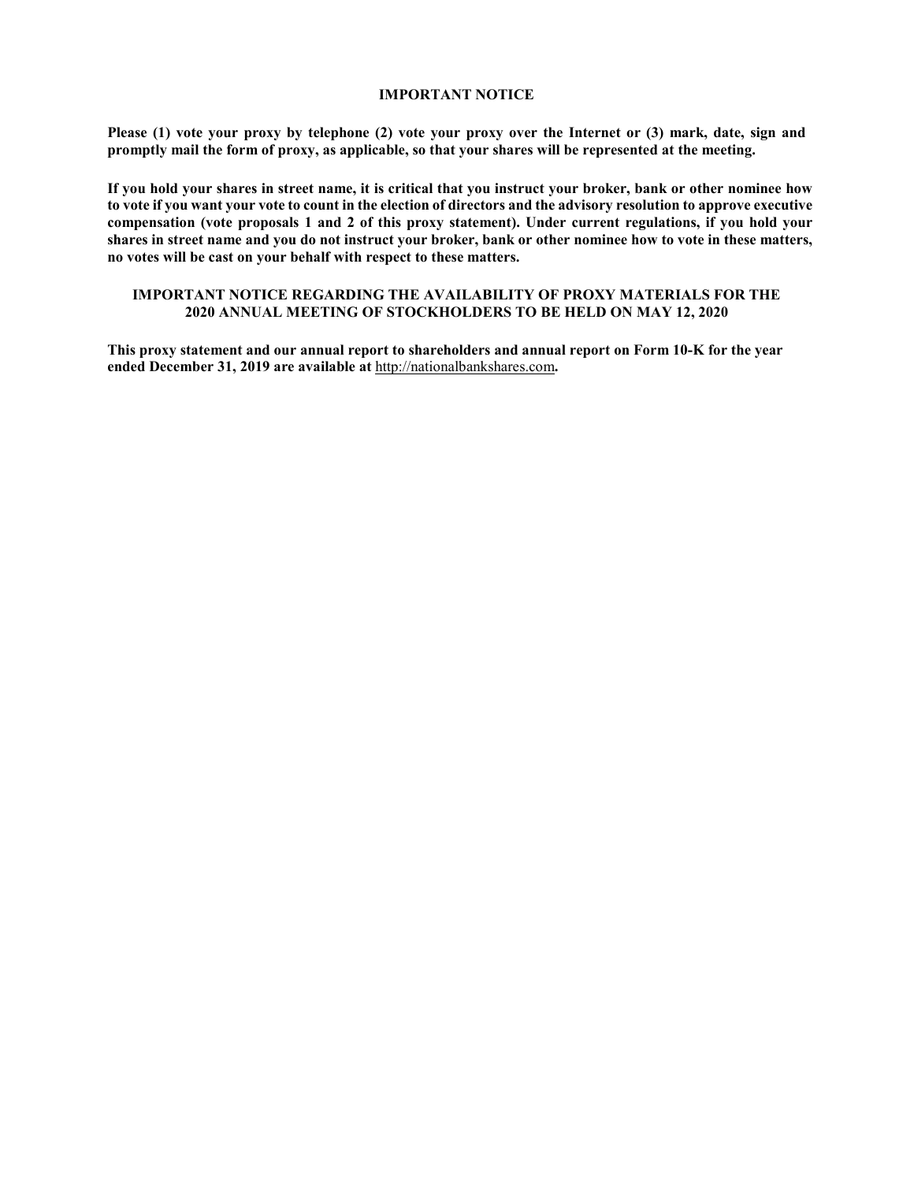## IMPORTANT NOTICE

**Please (1) vote your proxy by telephone (2) vote your proxy over the Internet or (3) mark, date, sign and promptly mail the form of proxy, as applicable, so that your shares will be represented at the meeting.**

**If you hold your shares in street name, it is critical that you instruct your broker, bank or other nominee how to vote if you want your vote to count in the election of directors and the advisory resolution to approve executive compensation (vote proposals 1 and 2 of this proxy statement). Under current regulations, if you hold your shares in street name and you do not instruct your broker, bank or other nominee how to vote in these matters, no votes will be cast on your behalf with respect to these matters.**

## IMPORTANT NOTICE REGARDING THE AVAILABILITY OF PROXY MATERIALS FOR THE 2020 ANNUAL MEETING OF STOCKHOLDERS TO BE HELD ON MAY 12, 2020

**This proxy statement and our annual report to shareholders and annual report on Form 10-K for the year ended December 31, 2019 are available at** http://nationalbankshares.com**.**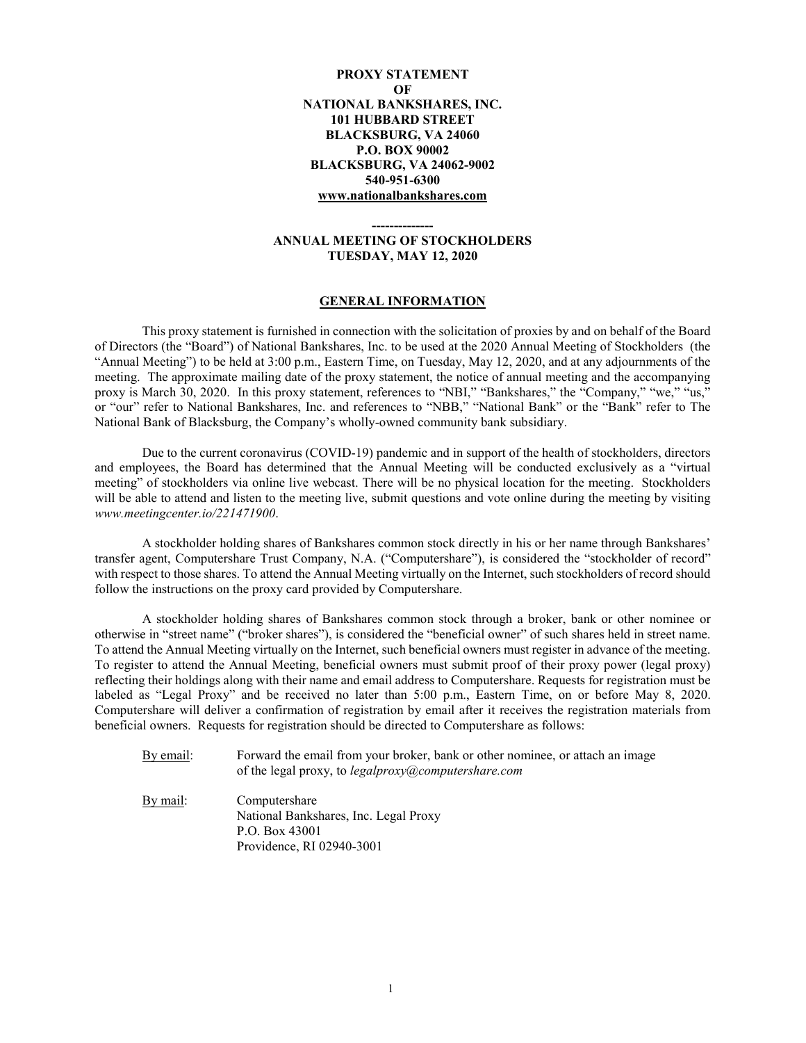**PROXY STATEMENT**
**OF**
**NATIONAL BANKSHARES, INC.**
**101 HUBBARD STREET**
**BLACKSBURG, VA 24060**
**P.O. BOX 90002**
**BLACKSBURG, VA 24062-9002**
**540-951-6300**
**www.nationalbankshares.com**

**-------------**

**ANNUAL MEETING OF STOCKHOLDERS**
**TUESDAY, MAY 12, 2020**

## GENERAL INFORMATION

This proxy statement is furnished in connection with the solicitation of proxies by and on behalf of the Board of Directors (the "Board") of National Bankshares, Inc. to be used at the 2020 Annual Meeting of Stockholders (the "Annual Meeting") to be held at 3:00 p.m., Eastern Time, on Tuesday, May 12, 2020, and at any adjournments of the meeting. The approximate mailing date of the proxy statement, the notice of annual meeting and the accompanying proxy is March 30, 2020. In this proxy statement, references to "NBI," "Bankshares," the "Company," "we," "us," or "our" refer to National Bankshares, Inc. and references to "NBB," "National Bank" or the "Bank" refer to The National Bank of Blacksburg, the Company's wholly-owned community bank subsidiary.

Due to the current coronavirus (COVID-19) pandemic and in support of the health of stockholders, directors and employees, the Board has determined that the Annual Meeting will be conducted exclusively as a "virtual meeting" of stockholders via online live webcast. There will be no physical location for the meeting. Stockholders will be able to attend and listen to the meeting live, submit questions and vote online during the meeting by visiting *www.meetingcenter.io/221471900*.

A stockholder holding shares of Bankshares common stock directly in his or her name through Bankshares' transfer agent, Computershare Trust Company, N.A. ("Computershare"), is considered the "stockholder of record" with respect to those shares. To attend the Annual Meeting virtually on the Internet, such stockholders of record should follow the instructions on the proxy card provided by Computershare.

A stockholder holding shares of Bankshares common stock through a broker, bank or other nominee or otherwise in "street name" ("broker shares"), is considered the "beneficial owner" of such shares held in street name. To attend the Annual Meeting virtually on the Internet, such beneficial owners must register in advance of the meeting. To register to attend the Annual Meeting, beneficial owners must submit proof of their proxy power (legal proxy) reflecting their holdings along with their name and email address to Computershare. Requests for registration must be labeled as "Legal Proxy" and be received no later than 5:00 p.m., Eastern Time, on or before May 8, 2020. Computershare will deliver a confirmation of registration by email after it receives the registration materials from beneficial owners. Requests for registration should be directed to Computershare as follows:

By email: Forward the email from your broker, bank or other nominee, or attach an image of the legal proxy, to *legalproxy@computershare.com*

By mail: Computershare
National Bankshares, Inc. Legal Proxy
P.O. Box 43001
Providence, RI 02940-3001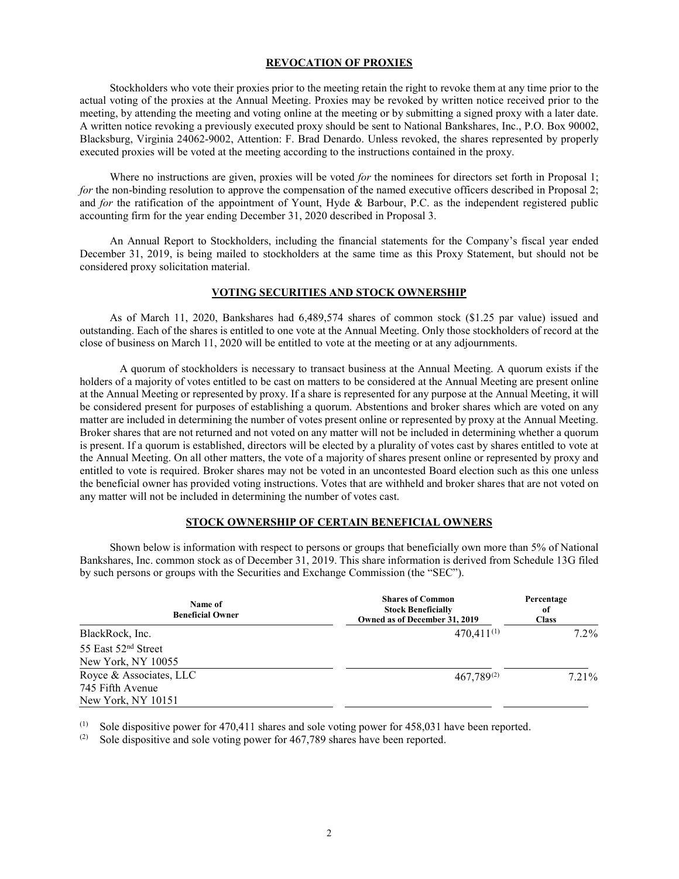## REVOCATION OF PROXIES

Stockholders who vote their proxies prior to the meeting retain the right to revoke them at any time prior to the actual voting of the proxies at the Annual Meeting. Proxies may be revoked by written notice received prior to the meeting, by attending the meeting and voting online at the meeting or by submitting a signed proxy with a later date. A written notice revoking a previously executed proxy should be sent to National Bankshares, Inc., P.O. Box 90002, Blacksburg, Virginia 24062-9002, Attention: F. Brad Denardo. Unless revoked, the shares represented by properly executed proxies will be voted at the meeting according to the instructions contained in the proxy.

Where no instructions are given, proxies will be voted *for* the nominees for directors set forth in Proposal 1; *for* the non-binding resolution to approve the compensation of the named executive officers described in Proposal 2; and *for* the ratification of the appointment of Yount, Hyde & Barbour, P.C. as the independent registered public accounting firm for the year ending December 31, 2020 described in Proposal 3.

An Annual Report to Stockholders, including the financial statements for the Company's fiscal year ended December 31, 2019, is being mailed to stockholders at the same time as this Proxy Statement, but should not be considered proxy solicitation material.

## VOTING SECURITIES AND STOCK OWNERSHIP

As of March 11, 2020, Bankshares had 6,489,574 shares of common stock ($1.25 par value) issued and outstanding. Each of the shares is entitled to one vote at the Annual Meeting. Only those stockholders of record at the close of business on March 11, 2020 will be entitled to vote at the meeting or at any adjournments.

A quorum of stockholders is necessary to transact business at the Annual Meeting. A quorum exists if the holders of a majority of votes entitled to be cast on matters to be considered at the Annual Meeting are present online at the Annual Meeting or represented by proxy. If a share is represented for any purpose at the Annual Meeting, it will be considered present for purposes of establishing a quorum. Abstentions and broker shares which are voted on any matter are included in determining the number of votes present online or represented by proxy at the Annual Meeting. Broker shares that are not returned and not voted on any matter will not be included in determining whether a quorum is present. If a quorum is established, directors will be elected by a plurality of votes cast by shares entitled to vote at the Annual Meeting. On all other matters, the vote of a majority of shares present online or represented by proxy and entitled to vote is required. Broker shares may not be voted in an uncontested Board election such as this one unless the beneficial owner has provided voting instructions. Votes that are withheld and broker shares that are not voted on any matter will not be included in determining the number of votes cast.

## STOCK OWNERSHIP OF CERTAIN BENEFICIAL OWNERS

Shown below is information with respect to persons or groups that beneficially own more than 5% of National Bankshares, Inc. common stock as of December 31, 2019. This share information is derived from Schedule 13G filed by such persons or groups with the Securities and Exchange Commission (the "SEC").

| Name of Beneficial Owner | Shares of Common Stock Beneficially Owned as of December 31, 2019 | Percentage of Class |
|---|---|---|
| BlackRock, Inc.<br>55 East 52nd Street<br>New York, NY 10055 | 470,411(1) | 7.2% |
| Royce & Associates, LLC<br>745 Fifth Avenue<br>New York, NY 10151 | 467,789(2) | 7.21% |

(1) Sole dispositive power for 470,411 shares and sole voting power for 458,031 have been reported.

(2) Sole dispositive and sole voting power for 467,789 shares have been reported.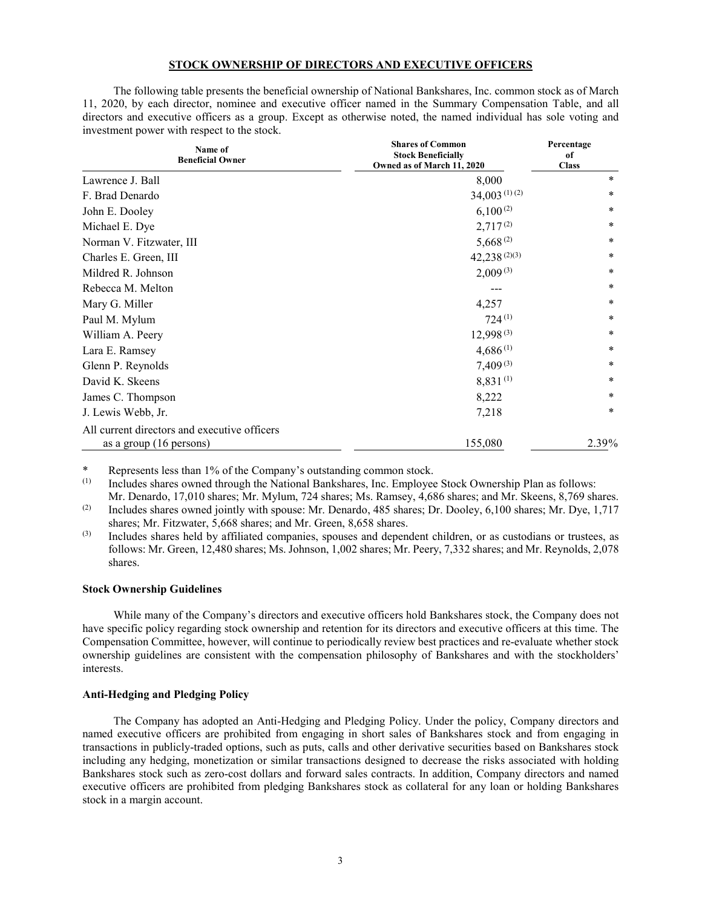## STOCK OWNERSHIP OF DIRECTORS AND EXECUTIVE OFFICERS

The following table presents the beneficial ownership of National Bankshares, Inc. common stock as of March 11, 2020, by each director, nominee and executive officer named in the Summary Compensation Table, and all directors and executive officers as a group. Except as otherwise noted, the named individual has sole voting and investment power with respect to the stock.

| Name of Beneficial Owner | Shares of Common Stock Beneficially Owned as of March 11, 2020 | Percentage of Class |
|---|---|---|
| Lawrence J. Ball | 8,000 | * |
| F. Brad Denardo | 34,003 (1) (2) | * |
| John E. Dooley | 6,100 (2) | * |
| Michael E. Dye | 2,717 (2) | * |
| Norman V. Fitzwater, III | 5,668 (2) | * |
| Charles E. Green, III | 42,238 (2)(3) | * |
| Mildred R. Johnson | 2,009 (3) | * |
| Rebecca M. Melton | --- | * |
| Mary G. Miller | 4,257 | * |
| Paul M. Mylum | 724 (1) | * |
| William A. Peery | 12,998 (3) | * |
| Lara E. Ramsey | 4,686 (1) | * |
| Glenn P. Reynolds | 7,409 (3) | * |
| David K. Skeens | 8,831 (1) | * |
| James C. Thompson | 8,222 | * |
| J. Lewis Webb, Jr. | 7,218 | * |
| All current directors and executive officers as a group (16 persons) | 155,080 | 2.39% |

\* Represents less than 1% of the Company's outstanding common stock.

(1) Includes shares owned through the National Bankshares, Inc. Employee Stock Ownership Plan as follows: Mr. Denardo, 17,010 shares; Mr. Mylum, 724 shares; Ms. Ramsey, 4,686 shares; and Mr. Skeens, 8,769 shares.

(2) Includes shares owned jointly with spouse: Mr. Denardo, 485 shares; Dr. Dooley, 6,100 shares; Mr. Dye, 1,717 shares; Mr. Fitzwater, 5,668 shares; and Mr. Green, 8,658 shares.

(3) Includes shares held by affiliated companies, spouses and dependent children, or as custodians or trustees, as follows: Mr. Green, 12,480 shares; Ms. Johnson, 1,002 shares; Mr. Peery, 7,332 shares; and Mr. Reynolds, 2,078 shares.

### Stock Ownership Guidelines

While many of the Company's directors and executive officers hold Bankshares stock, the Company does not have specific policy regarding stock ownership and retention for its directors and executive officers at this time. The Compensation Committee, however, will continue to periodically review best practices and re-evaluate whether stock ownership guidelines are consistent with the compensation philosophy of Bankshares and with the stockholders' interests.

### Anti-Hedging and Pledging Policy

The Company has adopted an Anti-Hedging and Pledging Policy. Under the policy, Company directors and named executive officers are prohibited from engaging in short sales of Bankshares stock and from engaging in transactions in publicly-traded options, such as puts, calls and other derivative securities based on Bankshares stock including any hedging, monetization or similar transactions designed to decrease the risks associated with holding Bankshares stock such as zero-cost dollars and forward sales contracts. In addition, Company directors and named executive officers are prohibited from pledging Bankshares stock as collateral for any loan or holding Bankshares stock in a margin account.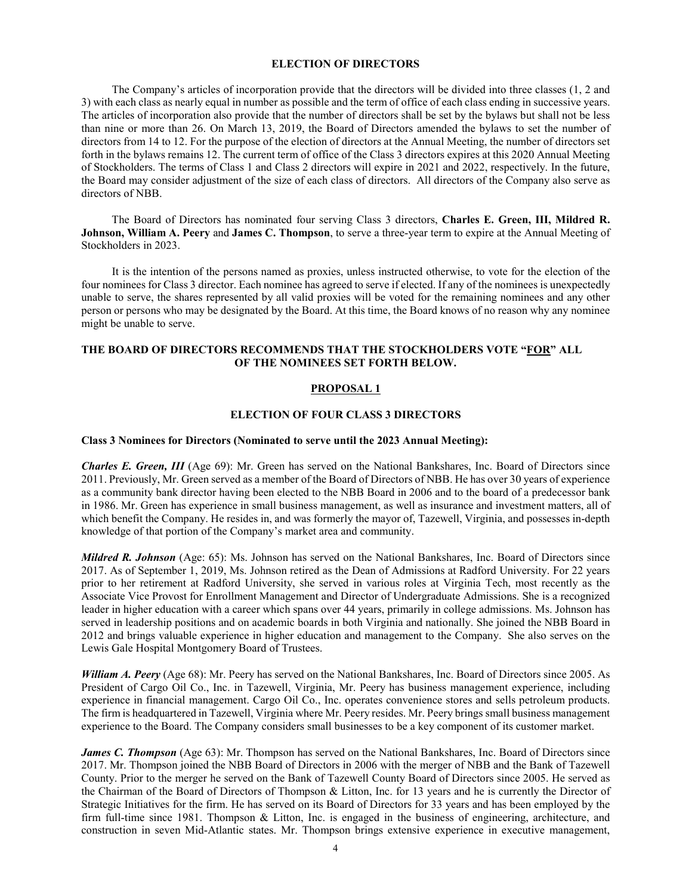## ELECTION OF DIRECTORS

The Company's articles of incorporation provide that the directors will be divided into three classes (1, 2 and 3) with each class as nearly equal in number as possible and the term of office of each class ending in successive years. The articles of incorporation also provide that the number of directors shall be set by the bylaws but shall not be less than nine or more than 26. On March 13, 2019, the Board of Directors amended the bylaws to set the number of directors from 14 to 12. For the purpose of the election of directors at the Annual Meeting, the number of directors set forth in the bylaws remains 12. The current term of office of the Class 3 directors expires at this 2020 Annual Meeting of Stockholders. The terms of Class 1 and Class 2 directors will expire in 2021 and 2022, respectively. In the future, the Board may consider adjustment of the size of each class of directors. All directors of the Company also serve as directors of NBB.

The Board of Directors has nominated four serving Class 3 directors, **Charles E. Green, III, Mildred R. Johnson, William A. Peery** and **James C. Thompson**, to serve a three-year term to expire at the Annual Meeting of Stockholders in 2023.

It is the intention of the persons named as proxies, unless instructed otherwise, to vote for the election of the four nominees for Class 3 director. Each nominee has agreed to serve if elected. If any of the nominees is unexpectedly unable to serve, the shares represented by all valid proxies will be voted for the remaining nominees and any other person or persons who may be designated by the Board. At this time, the Board knows of no reason why any nominee might be unable to serve.

**THE BOARD OF DIRECTORS RECOMMENDS THAT THE STOCKHOLDERS VOTE "FOR" ALL OF THE NOMINEES SET FORTH BELOW.**

## PROPOSAL 1

## ELECTION OF FOUR CLASS 3 DIRECTORS

**Class 3 Nominees for Directors (Nominated to serve until the 2023 Annual Meeting):**

***Charles E. Green, III*** (Age 69): Mr. Green has served on the National Bankshares, Inc. Board of Directors since 2011. Previously, Mr. Green served as a member of the Board of Directors of NBB. He has over 30 years of experience as a community bank director having been elected to the NBB Board in 2006 and to the board of a predecessor bank in 1986. Mr. Green has experience in small business management, as well as insurance and investment matters, all of which benefit the Company. He resides in, and was formerly the mayor of, Tazewell, Virginia, and possesses in-depth knowledge of that portion of the Company's market area and community.

***Mildred R. Johnson*** (Age: 65): Ms. Johnson has served on the National Bankshares, Inc. Board of Directors since 2017. As of September 1, 2019, Ms. Johnson retired as the Dean of Admissions at Radford University. For 22 years prior to her retirement at Radford University, she served in various roles at Virginia Tech, most recently as the Associate Vice Provost for Enrollment Management and Director of Undergraduate Admissions. She is a recognized leader in higher education with a career which spans over 44 years, primarily in college admissions. Ms. Johnson has served in leadership positions and on academic boards in both Virginia and nationally. She joined the NBB Board in 2012 and brings valuable experience in higher education and management to the Company. She also serves on the Lewis Gale Hospital Montgomery Board of Trustees.

***William A. Peery*** (Age 68): Mr. Peery has served on the National Bankshares, Inc. Board of Directors since 2005. As President of Cargo Oil Co., Inc. in Tazewell, Virginia, Mr. Peery has business management experience, including experience in financial management. Cargo Oil Co., Inc. operates convenience stores and sells petroleum products. The firm is headquartered in Tazewell, Virginia where Mr. Peery resides. Mr. Peery brings small business management experience to the Board. The Company considers small businesses to be a key component of its customer market.

***James C. Thompson*** (Age 63): Mr. Thompson has served on the National Bankshares, Inc. Board of Directors since 2017. Mr. Thompson joined the NBB Board of Directors in 2006 with the merger of NBB and the Bank of Tazewell County. Prior to the merger he served on the Bank of Tazewell County Board of Directors since 2005. He served as the Chairman of the Board of Directors of Thompson & Litton, Inc. for 13 years and he is currently the Director of Strategic Initiatives for the firm. He has served on its Board of Directors for 33 years and has been employed by the firm full-time since 1981. Thompson & Litton, Inc. is engaged in the business of engineering, architecture, and construction in seven Mid-Atlantic states. Mr. Thompson brings extensive experience in executive management,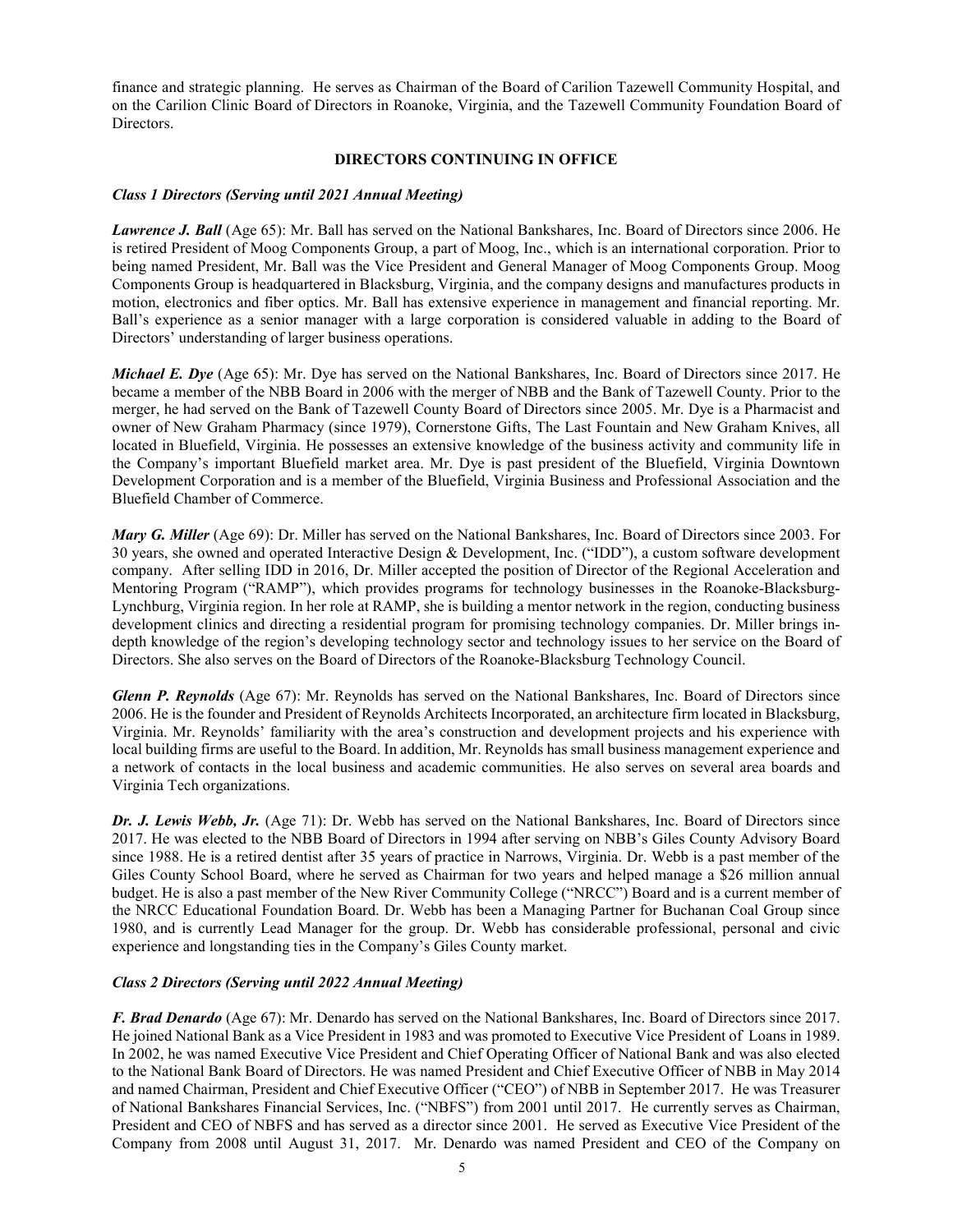finance and strategic planning. He serves as Chairman of the Board of Carilion Tazewell Community Hospital, and on the Carilion Clinic Board of Directors in Roanoke, Virginia, and the Tazewell Community Foundation Board of Directors.

## DIRECTORS CONTINUING IN OFFICE

### *Class 1 Directors (Serving until 2021 Annual Meeting)*

***Lawrence J. Ball*** (Age 65): Mr. Ball has served on the National Bankshares, Inc. Board of Directors since 2006. He is retired President of Moog Components Group, a part of Moog, Inc., which is an international corporation. Prior to being named President, Mr. Ball was the Vice President and General Manager of Moog Components Group. Moog Components Group is headquartered in Blacksburg, Virginia, and the company designs and manufactures products in motion, electronics and fiber optics. Mr. Ball has extensive experience in management and financial reporting. Mr. Ball's experience as a senior manager with a large corporation is considered valuable in adding to the Board of Directors' understanding of larger business operations.

***Michael E. Dye*** (Age 65): Mr. Dye has served on the National Bankshares, Inc. Board of Directors since 2017. He became a member of the NBB Board in 2006 with the merger of NBB and the Bank of Tazewell County. Prior to the merger, he had served on the Bank of Tazewell County Board of Directors since 2005. Mr. Dye is a Pharmacist and owner of New Graham Pharmacy (since 1979), Cornerstone Gifts, The Last Fountain and New Graham Knives, all located in Bluefield, Virginia. He possesses an extensive knowledge of the business activity and community life in the Company's important Bluefield market area. Mr. Dye is past president of the Bluefield, Virginia Downtown Development Corporation and is a member of the Bluefield, Virginia Business and Professional Association and the Bluefield Chamber of Commerce.

***Mary G. Miller*** (Age 69): Dr. Miller has served on the National Bankshares, Inc. Board of Directors since 2003. For 30 years, she owned and operated Interactive Design & Development, Inc. ("IDD"), a custom software development company. After selling IDD in 2016, Dr. Miller accepted the position of Director of the Regional Acceleration and Mentoring Program ("RAMP"), which provides programs for technology businesses in the Roanoke-Blacksburg-Lynchburg, Virginia region. In her role at RAMP, she is building a mentor network in the region, conducting business development clinics and directing a residential program for promising technology companies. Dr. Miller brings in-depth knowledge of the region's developing technology sector and technology issues to her service on the Board of Directors. She also serves on the Board of Directors of the Roanoke-Blacksburg Technology Council.

***Glenn P. Reynolds*** (Age 67): Mr. Reynolds has served on the National Bankshares, Inc. Board of Directors since 2006. He is the founder and President of Reynolds Architects Incorporated, an architecture firm located in Blacksburg, Virginia. Mr. Reynolds' familiarity with the area's construction and development projects and his experience with local building firms are useful to the Board. In addition, Mr. Reynolds has small business management experience and a network of contacts in the local business and academic communities. He also serves on several area boards and Virginia Tech organizations.

***Dr. J. Lewis Webb, Jr.*** (Age 71): Dr. Webb has served on the National Bankshares, Inc. Board of Directors since 2017. He was elected to the NBB Board of Directors in 1994 after serving on NBB's Giles County Advisory Board since 1988. He is a retired dentist after 35 years of practice in Narrows, Virginia. Dr. Webb is a past member of the Giles County School Board, where he served as Chairman for two years and helped manage a \$26 million annual budget. He is also a past member of the New River Community College ("NRCC") Board and is a current member of the NRCC Educational Foundation Board. Dr. Webb has been a Managing Partner for Buchanan Coal Group since 1980, and is currently Lead Manager for the group. Dr. Webb has considerable professional, personal and civic experience and longstanding ties in the Company's Giles County market.

### *Class 2 Directors (Serving until 2022 Annual Meeting)*

***F. Brad Denardo*** (Age 67): Mr. Denardo has served on the National Bankshares, Inc. Board of Directors since 2017. He joined National Bank as a Vice President in 1983 and was promoted to Executive Vice President of Loans in 1989. In 2002, he was named Executive Vice President and Chief Operating Officer of National Bank and was also elected to the National Bank Board of Directors. He was named President and Chief Executive Officer of NBB in May 2014 and named Chairman, President and Chief Executive Officer ("CEO") of NBB in September 2017. He was Treasurer of National Bankshares Financial Services, Inc. ("NBFS") from 2001 until 2017. He currently serves as Chairman, President and CEO of NBFS and has served as a director since 2001. He served as Executive Vice President of the Company from 2008 until August 31, 2017. Mr. Denardo was named President and CEO of the Company on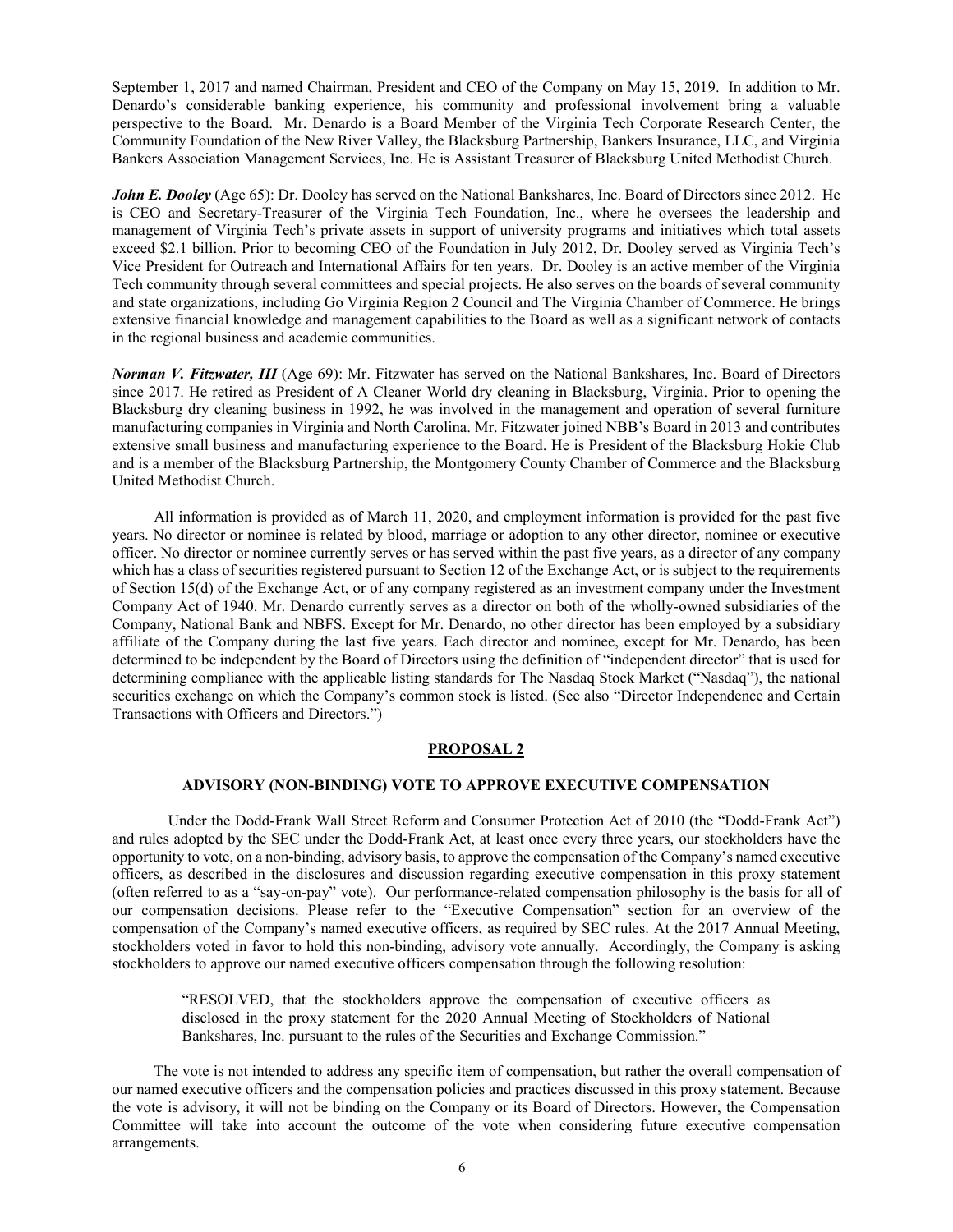September 1, 2017 and named Chairman, President and CEO of the Company on May 15, 2019. In addition to Mr. Denardo's considerable banking experience, his community and professional involvement bring a valuable perspective to the Board. Mr. Denardo is a Board Member of the Virginia Tech Corporate Research Center, the Community Foundation of the New River Valley, the Blacksburg Partnership, Bankers Insurance, LLC, and Virginia Bankers Association Management Services, Inc. He is Assistant Treasurer of Blacksburg United Methodist Church.

***John E. Dooley*** (Age 65): Dr. Dooley has served on the National Bankshares, Inc. Board of Directors since 2012. He is CEO and Secretary-Treasurer of the Virginia Tech Foundation, Inc., where he oversees the leadership and management of Virginia Tech's private assets in support of university programs and initiatives which total assets exceed $2.1 billion. Prior to becoming CEO of the Foundation in July 2012, Dr. Dooley served as Virginia Tech's Vice President for Outreach and International Affairs for ten years. Dr. Dooley is an active member of the Virginia Tech community through several committees and special projects. He also serves on the boards of several community and state organizations, including Go Virginia Region 2 Council and The Virginia Chamber of Commerce. He brings extensive financial knowledge and management capabilities to the Board as well as a significant network of contacts in the regional business and academic communities.

***Norman V. Fitzwater, III*** (Age 69): Mr. Fitzwater has served on the National Bankshares, Inc. Board of Directors since 2017. He retired as President of A Cleaner World dry cleaning in Blacksburg, Virginia. Prior to opening the Blacksburg dry cleaning business in 1992, he was involved in the management and operation of several furniture manufacturing companies in Virginia and North Carolina. Mr. Fitzwater joined NBB's Board in 2013 and contributes extensive small business and manufacturing experience to the Board. He is President of the Blacksburg Hokie Club and is a member of the Blacksburg Partnership, the Montgomery County Chamber of Commerce and the Blacksburg United Methodist Church.

All information is provided as of March 11, 2020, and employment information is provided for the past five years. No director or nominee is related by blood, marriage or adoption to any other director, nominee or executive officer. No director or nominee currently serves or has served within the past five years, as a director of any company which has a class of securities registered pursuant to Section 12 of the Exchange Act, or is subject to the requirements of Section 15(d) of the Exchange Act, or of any company registered as an investment company under the Investment Company Act of 1940. Mr. Denardo currently serves as a director on both of the wholly-owned subsidiaries of the Company, National Bank and NBFS. Except for Mr. Denardo, no other director has been employed by a subsidiary affiliate of the Company during the last five years. Each director and nominee, except for Mr. Denardo, has been determined to be independent by the Board of Directors using the definition of "independent director" that is used for determining compliance with the applicable listing standards for The Nasdaq Stock Market ("Nasdaq"), the national securities exchange on which the Company's common stock is listed. (See also "Director Independence and Certain Transactions with Officers and Directors.")

## PROPOSAL 2

### ADVISORY (NON-BINDING) VOTE TO APPROVE EXECUTIVE COMPENSATION

Under the Dodd-Frank Wall Street Reform and Consumer Protection Act of 2010 (the "Dodd-Frank Act") and rules adopted by the SEC under the Dodd-Frank Act, at least once every three years, our stockholders have the opportunity to vote, on a non-binding, advisory basis, to approve the compensation of the Company's named executive officers, as described in the disclosures and discussion regarding executive compensation in this proxy statement (often referred to as a "say-on-pay" vote). Our performance-related compensation philosophy is the basis for all of our compensation decisions. Please refer to the "Executive Compensation" section for an overview of the compensation of the Company's named executive officers, as required by SEC rules. At the 2017 Annual Meeting, stockholders voted in favor to hold this non-binding, advisory vote annually. Accordingly, the Company is asking stockholders to approve our named executive officers compensation through the following resolution:

> "RESOLVED, that the stockholders approve the compensation of executive officers as disclosed in the proxy statement for the 2020 Annual Meeting of Stockholders of National Bankshares, Inc. pursuant to the rules of the Securities and Exchange Commission."

The vote is not intended to address any specific item of compensation, but rather the overall compensation of our named executive officers and the compensation policies and practices discussed in this proxy statement. Because the vote is advisory, it will not be binding on the Company or its Board of Directors. However, the Compensation Committee will take into account the outcome of the vote when considering future executive compensation arrangements.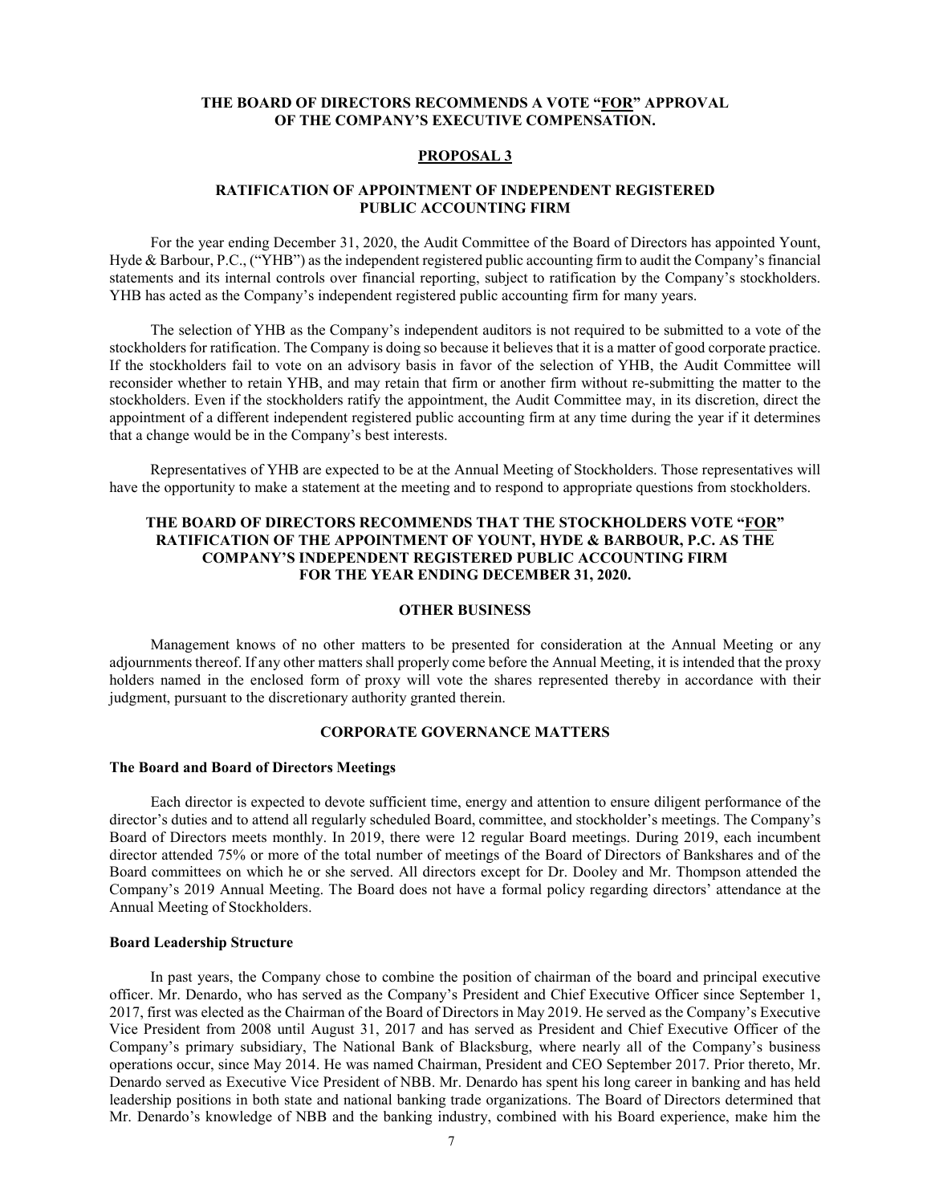**THE BOARD OF DIRECTORS RECOMMENDS A VOTE "FOR" APPROVAL OF THE COMPANY'S EXECUTIVE COMPENSATION.**

## PROPOSAL 3

## RATIFICATION OF APPOINTMENT OF INDEPENDENT REGISTERED PUBLIC ACCOUNTING FIRM

For the year ending December 31, 2020, the Audit Committee of the Board of Directors has appointed Yount, Hyde & Barbour, P.C., ("YHB") as the independent registered public accounting firm to audit the Company's financial statements and its internal controls over financial reporting, subject to ratification by the Company's stockholders. YHB has acted as the Company's independent registered public accounting firm for many years.

The selection of YHB as the Company's independent auditors is not required to be submitted to a vote of the stockholders for ratification. The Company is doing so because it believes that it is a matter of good corporate practice. If the stockholders fail to vote on an advisory basis in favor of the selection of YHB, the Audit Committee will reconsider whether to retain YHB, and may retain that firm or another firm without re-submitting the matter to the stockholders. Even if the stockholders ratify the appointment, the Audit Committee may, in its discretion, direct the appointment of a different independent registered public accounting firm at any time during the year if it determines that a change would be in the Company's best interests.

Representatives of YHB are expected to be at the Annual Meeting of Stockholders. Those representatives will have the opportunity to make a statement at the meeting and to respond to appropriate questions from stockholders.

**THE BOARD OF DIRECTORS RECOMMENDS THAT THE STOCKHOLDERS VOTE "FOR" RATIFICATION OF THE APPOINTMENT OF YOUNT, HYDE & BARBOUR, P.C. AS THE COMPANY'S INDEPENDENT REGISTERED PUBLIC ACCOUNTING FIRM FOR THE YEAR ENDING DECEMBER 31, 2020.**

## OTHER BUSINESS

Management knows of no other matters to be presented for consideration at the Annual Meeting or any adjournments thereof. If any other matters shall properly come before the Annual Meeting, it is intended that the proxy holders named in the enclosed form of proxy will vote the shares represented thereby in accordance with their judgment, pursuant to the discretionary authority granted therein.

## CORPORATE GOVERNANCE MATTERS

### The Board and Board of Directors Meetings

Each director is expected to devote sufficient time, energy and attention to ensure diligent performance of the director's duties and to attend all regularly scheduled Board, committee, and stockholder's meetings. The Company's Board of Directors meets monthly. In 2019, there were 12 regular Board meetings. During 2019, each incumbent director attended 75% or more of the total number of meetings of the Board of Directors of Bankshares and of the Board committees on which he or she served. All directors except for Dr. Dooley and Mr. Thompson attended the Company's 2019 Annual Meeting. The Board does not have a formal policy regarding directors' attendance at the Annual Meeting of Stockholders.

### Board Leadership Structure

In past years, the Company chose to combine the position of chairman of the board and principal executive officer. Mr. Denardo, who has served as the Company's President and Chief Executive Officer since September 1, 2017, first was elected as the Chairman of the Board of Directors in May 2019. He served as the Company's Executive Vice President from 2008 until August 31, 2017 and has served as President and Chief Executive Officer of the Company's primary subsidiary, The National Bank of Blacksburg, where nearly all of the Company's business operations occur, since May 2014. He was named Chairman, President and CEO September 2017. Prior thereto, Mr. Denardo served as Executive Vice President of NBB. Mr. Denardo has spent his long career in banking and has held leadership positions in both state and national banking trade organizations. The Board of Directors determined that Mr. Denardo's knowledge of NBB and the banking industry, combined with his Board experience, make him the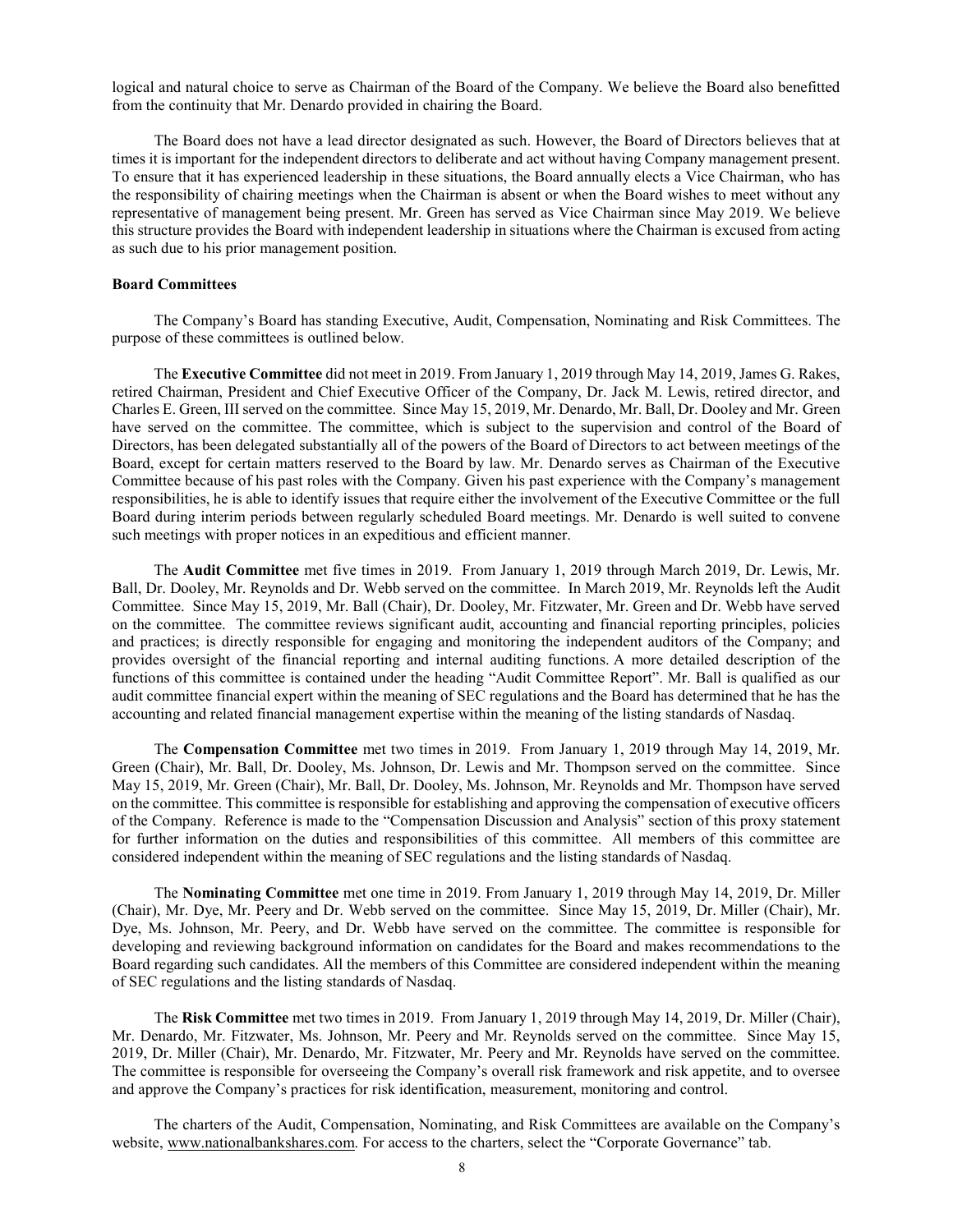logical and natural choice to serve as Chairman of the Board of the Company. We believe the Board also benefitted from the continuity that Mr. Denardo provided in chairing the Board.

The Board does not have a lead director designated as such. However, the Board of Directors believes that at times it is important for the independent directors to deliberate and act without having Company management present. To ensure that it has experienced leadership in these situations, the Board annually elects a Vice Chairman, who has the responsibility of chairing meetings when the Chairman is absent or when the Board wishes to meet without any representative of management being present. Mr. Green has served as Vice Chairman since May 2019. We believe this structure provides the Board with independent leadership in situations where the Chairman is excused from acting as such due to his prior management position.

**Board Committees**

The Company's Board has standing Executive, Audit, Compensation, Nominating and Risk Committees. The purpose of these committees is outlined below.

The **Executive Committee** did not meet in 2019. From January 1, 2019 through May 14, 2019, James G. Rakes, retired Chairman, President and Chief Executive Officer of the Company, Dr. Jack M. Lewis, retired director, and Charles E. Green, III served on the committee. Since May 15, 2019, Mr. Denardo, Mr. Ball, Dr. Dooley and Mr. Green have served on the committee. The committee, which is subject to the supervision and control of the Board of Directors, has been delegated substantially all of the powers of the Board of Directors to act between meetings of the Board, except for certain matters reserved to the Board by law. Mr. Denardo serves as Chairman of the Executive Committee because of his past roles with the Company. Given his past experience with the Company's management responsibilities, he is able to identify issues that require either the involvement of the Executive Committee or the full Board during interim periods between regularly scheduled Board meetings. Mr. Denardo is well suited to convene such meetings with proper notices in an expeditious and efficient manner.

The **Audit Committee** met five times in 2019. From January 1, 2019 through March 2019, Dr. Lewis, Mr. Ball, Dr. Dooley, Mr. Reynolds and Dr. Webb served on the committee. In March 2019, Mr. Reynolds left the Audit Committee. Since May 15, 2019, Mr. Ball (Chair), Dr. Dooley, Mr. Fitzwater, Mr. Green and Dr. Webb have served on the committee. The committee reviews significant audit, accounting and financial reporting principles, policies and practices; is directly responsible for engaging and monitoring the independent auditors of the Company; and provides oversight of the financial reporting and internal auditing functions. A more detailed description of the functions of this committee is contained under the heading "Audit Committee Report". Mr. Ball is qualified as our audit committee financial expert within the meaning of SEC regulations and the Board has determined that he has the accounting and related financial management expertise within the meaning of the listing standards of Nasdaq.

The **Compensation Committee** met two times in 2019. From January 1, 2019 through May 14, 2019, Mr. Green (Chair), Mr. Ball, Dr. Dooley, Ms. Johnson, Dr. Lewis and Mr. Thompson served on the committee. Since May 15, 2019, Mr. Green (Chair), Mr. Ball, Dr. Dooley, Ms. Johnson, Mr. Reynolds and Mr. Thompson have served on the committee. This committee is responsible for establishing and approving the compensation of executive officers of the Company. Reference is made to the "Compensation Discussion and Analysis" section of this proxy statement for further information on the duties and responsibilities of this committee. All members of this committee are considered independent within the meaning of SEC regulations and the listing standards of Nasdaq.

The **Nominating Committee** met one time in 2019. From January 1, 2019 through May 14, 2019, Dr. Miller (Chair), Mr. Dye, Mr. Peery and Dr. Webb served on the committee. Since May 15, 2019, Dr. Miller (Chair), Mr. Dye, Ms. Johnson, Mr. Peery, and Dr. Webb have served on the committee. The committee is responsible for developing and reviewing background information on candidates for the Board and makes recommendations to the Board regarding such candidates. All the members of this Committee are considered independent within the meaning of SEC regulations and the listing standards of Nasdaq.

The **Risk Committee** met two times in 2019. From January 1, 2019 through May 14, 2019, Dr. Miller (Chair), Mr. Denardo, Mr. Fitzwater, Ms. Johnson, Mr. Peery and Mr. Reynolds served on the committee. Since May 15, 2019, Dr. Miller (Chair), Mr. Denardo, Mr. Fitzwater, Mr. Peery and Mr. Reynolds have served on the committee. The committee is responsible for overseeing the Company's overall risk framework and risk appetite, and to oversee and approve the Company's practices for risk identification, measurement, monitoring and control.

The charters of the Audit, Compensation, Nominating, and Risk Committees are available on the Company's website, www.nationalbankshares.com. For access to the charters, select the "Corporate Governance" tab.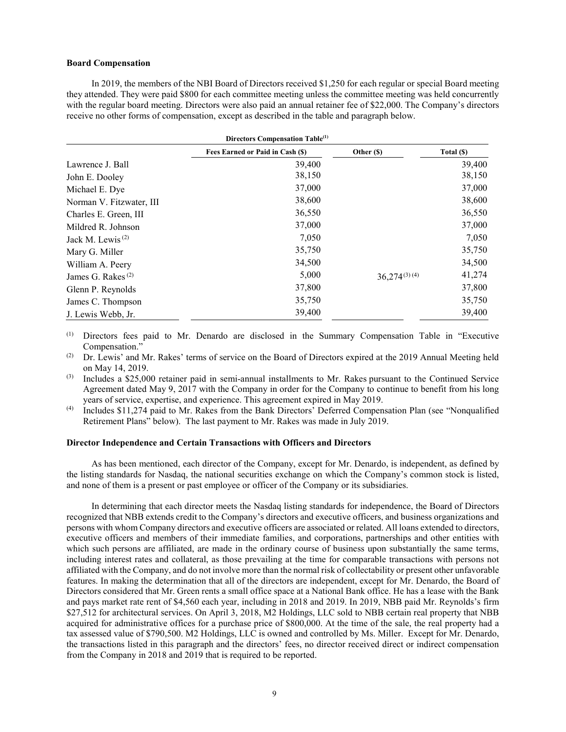### Board Compensation

In 2019, the members of the NBI Board of Directors received $1,250 for each regular or special Board meeting they attended. They were paid $800 for each committee meeting unless the committee meeting was held concurrently with the regular board meeting. Directors were also paid an annual retainer fee of $22,000. The Company's directors receive no other forms of compensation, except as described in the table and paragraph below.

**Directors Compensation Table[(1)]**

| | Fees Earned or Paid in Cash ($) | Other ($) | Total ($) |
|---|---|---|---|
| Lawrence J. Ball | 39,400 | | 39,400 |
| John E. Dooley | 38,150 | | 38,150 |
| Michael E. Dye | 37,000 | | 37,000 |
| Norman V. Fitzwater, III | 38,600 | | 38,600 |
| Charles E. Green, III | 36,550 | | 36,550 |
| Mildred R. Johnson | 37,000 | | 37,000 |
| Jack M. Lewis [(2)] | 7,050 | | 7,050 |
| Mary G. Miller | 35,750 | | 35,750 |
| William A. Peery | 34,500 | | 34,500 |
| James G. Rakes [(2)] | 5,000 | 36,274 [(3) (4)] | 41,274 |
| Glenn P. Reynolds | 37,800 | | 37,800 |
| James C. Thompson | 35,750 | | 35,750 |
| J. Lewis Webb, Jr. | 39,400 | | 39,400 |

(1) Directors fees paid to Mr. Denardo are disclosed in the Summary Compensation Table in "Executive Compensation."

(2) Dr. Lewis' and Mr. Rakes' terms of service on the Board of Directors expired at the 2019 Annual Meeting held on May 14, 2019.

(3) Includes a $25,000 retainer paid in semi-annual installments to Mr. Rakes pursuant to the Continued Service Agreement dated May 9, 2017 with the Company in order for the Company to continue to benefit from his long years of service, expertise, and experience. This agreement expired in May 2019.

(4) Includes $11,274 paid to Mr. Rakes from the Bank Directors' Deferred Compensation Plan (see "Nonqualified Retirement Plans" below). The last payment to Mr. Rakes was made in July 2019.

### Director Independence and Certain Transactions with Officers and Directors

As has been mentioned, each director of the Company, except for Mr. Denardo, is independent, as defined by the listing standards for Nasdaq, the national securities exchange on which the Company's common stock is listed, and none of them is a present or past employee or officer of the Company or its subsidiaries.

In determining that each director meets the Nasdaq listing standards for independence, the Board of Directors recognized that NBB extends credit to the Company's directors and executive officers, and business organizations and persons with whom Company directors and executive officers are associated or related. All loans extended to directors, executive officers and members of their immediate families, and corporations, partnerships and other entities with which such persons are affiliated, are made in the ordinary course of business upon substantially the same terms, including interest rates and collateral, as those prevailing at the time for comparable transactions with persons not affiliated with the Company, and do not involve more than the normal risk of collectability or present other unfavorable features. In making the determination that all of the directors are independent, except for Mr. Denardo, the Board of Directors considered that Mr. Green rents a small office space at a National Bank office. He has a lease with the Bank and pays market rate rent of $4,560 each year, including in 2018 and 2019. In 2019, NBB paid Mr. Reynolds's firm $27,512 for architectural services. On April 3, 2018, M2 Holdings, LLC sold to NBB certain real property that NBB acquired for administrative offices for a purchase price of $800,000. At the time of the sale, the real property had a tax assessed value of $790,500. M2 Holdings, LLC is owned and controlled by Ms. Miller. Except for Mr. Denardo, the transactions listed in this paragraph and the directors' fees, no director received direct or indirect compensation from the Company in 2018 and 2019 that is required to be reported.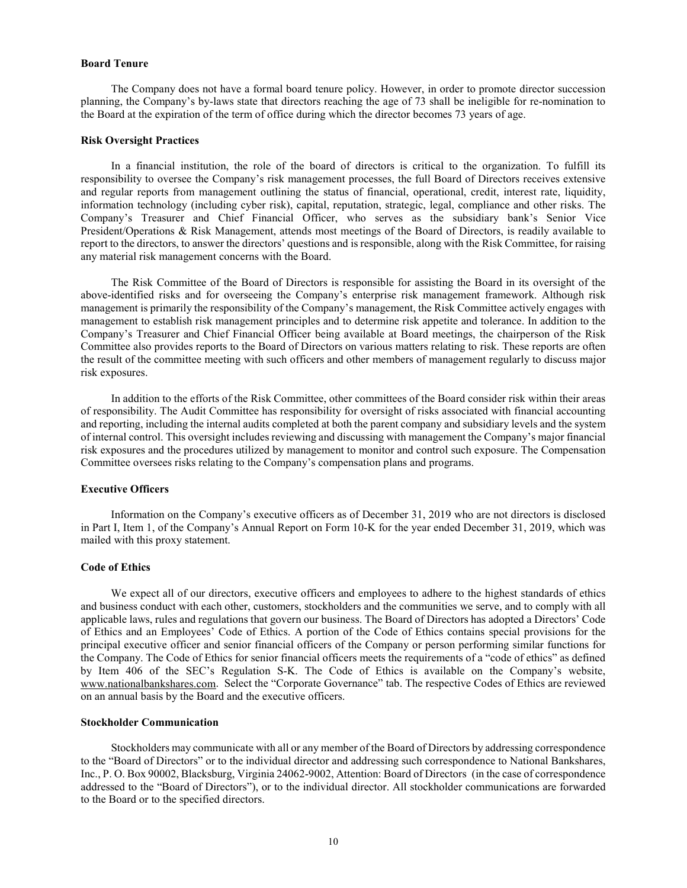**Board Tenure**

The Company does not have a formal board tenure policy. However, in order to promote director succession planning, the Company's by-laws state that directors reaching the age of 73 shall be ineligible for re-nomination to the Board at the expiration of the term of office during which the director becomes 73 years of age.

**Risk Oversight Practices**

In a financial institution, the role of the board of directors is critical to the organization. To fulfill its responsibility to oversee the Company's risk management processes, the full Board of Directors receives extensive and regular reports from management outlining the status of financial, operational, credit, interest rate, liquidity, information technology (including cyber risk), capital, reputation, strategic, legal, compliance and other risks. The Company's Treasurer and Chief Financial Officer, who serves as the subsidiary bank's Senior Vice President/Operations & Risk Management, attends most meetings of the Board of Directors, is readily available to report to the directors, to answer the directors' questions and is responsible, along with the Risk Committee, for raising any material risk management concerns with the Board.

The Risk Committee of the Board of Directors is responsible for assisting the Board in its oversight of the above-identified risks and for overseeing the Company's enterprise risk management framework. Although risk management is primarily the responsibility of the Company's management, the Risk Committee actively engages with management to establish risk management principles and to determine risk appetite and tolerance. In addition to the Company's Treasurer and Chief Financial Officer being available at Board meetings, the chairperson of the Risk Committee also provides reports to the Board of Directors on various matters relating to risk. These reports are often the result of the committee meeting with such officers and other members of management regularly to discuss major risk exposures.

In addition to the efforts of the Risk Committee, other committees of the Board consider risk within their areas of responsibility. The Audit Committee has responsibility for oversight of risks associated with financial accounting and reporting, including the internal audits completed at both the parent company and subsidiary levels and the system of internal control. This oversight includes reviewing and discussing with management the Company's major financial risk exposures and the procedures utilized by management to monitor and control such exposure. The Compensation Committee oversees risks relating to the Company's compensation plans and programs.

**Executive Officers**

Information on the Company's executive officers as of December 31, 2019 who are not directors is disclosed in Part I, Item 1, of the Company's Annual Report on Form 10-K for the year ended December 31, 2019, which was mailed with this proxy statement.

**Code of Ethics**

We expect all of our directors, executive officers and employees to adhere to the highest standards of ethics and business conduct with each other, customers, stockholders and the communities we serve, and to comply with all applicable laws, rules and regulations that govern our business. The Board of Directors has adopted a Directors' Code of Ethics and an Employees' Code of Ethics. A portion of the Code of Ethics contains special provisions for the principal executive officer and senior financial officers of the Company or person performing similar functions for the Company. The Code of Ethics for senior financial officers meets the requirements of a "code of ethics" as defined by Item 406 of the SEC's Regulation S-K. The Code of Ethics is available on the Company's website, www.nationalbankshares.com. Select the "Corporate Governance" tab. The respective Codes of Ethics are reviewed on an annual basis by the Board and the executive officers.

**Stockholder Communication**

Stockholders may communicate with all or any member of the Board of Directors by addressing correspondence to the "Board of Directors" or to the individual director and addressing such correspondence to National Bankshares, Inc., P. O. Box 90002, Blacksburg, Virginia 24062-9002, Attention: Board of Directors (in the case of correspondence addressed to the "Board of Directors"), or to the individual director. All stockholder communications are forwarded to the Board or to the specified directors.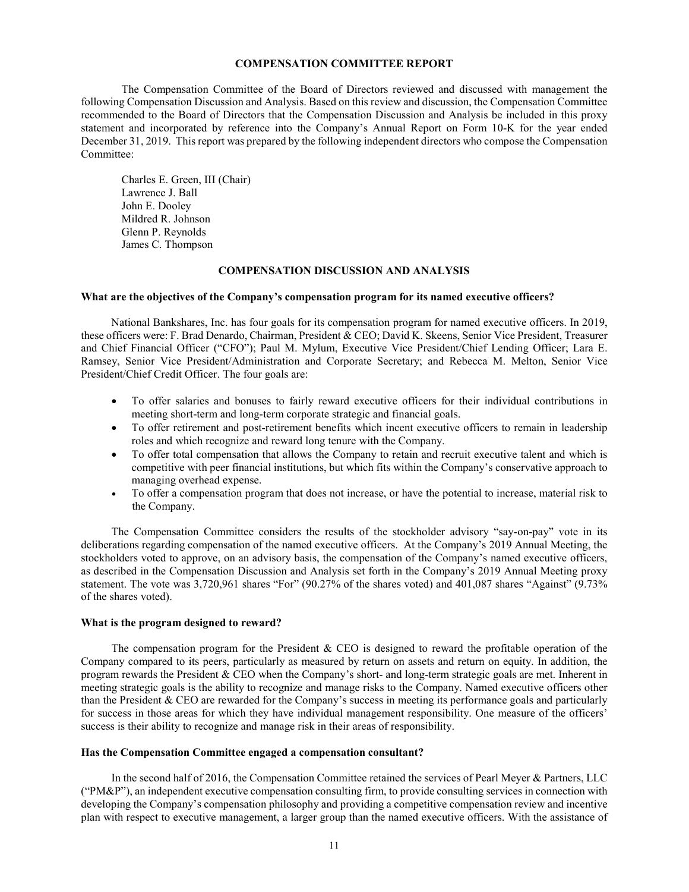## COMPENSATION COMMITTEE REPORT

The Compensation Committee of the Board of Directors reviewed and discussed with management the following Compensation Discussion and Analysis. Based on this review and discussion, the Compensation Committee recommended to the Board of Directors that the Compensation Discussion and Analysis be included in this proxy statement and incorporated by reference into the Company's Annual Report on Form 10-K for the year ended December 31, 2019. This report was prepared by the following independent directors who compose the Compensation Committee:

Charles E. Green, III (Chair)
Lawrence J. Ball
John E. Dooley
Mildred R. Johnson
Glenn P. Reynolds
James C. Thompson

## COMPENSATION DISCUSSION AND ANALYSIS

**What are the objectives of the Company's compensation program for its named executive officers?**

National Bankshares, Inc. has four goals for its compensation program for named executive officers. In 2019, these officers were: F. Brad Denardo, Chairman, President & CEO; David K. Skeens, Senior Vice President, Treasurer and Chief Financial Officer ("CFO"); Paul M. Mylum, Executive Vice President/Chief Lending Officer; Lara E. Ramsey, Senior Vice President/Administration and Corporate Secretary; and Rebecca M. Melton, Senior Vice President/Chief Credit Officer. The four goals are:

- To offer salaries and bonuses to fairly reward executive officers for their individual contributions in meeting short-term and long-term corporate strategic and financial goals.
- To offer retirement and post-retirement benefits which incent executive officers to remain in leadership roles and which recognize and reward long tenure with the Company.
- To offer total compensation that allows the Company to retain and recruit executive talent and which is competitive with peer financial institutions, but which fits within the Company's conservative approach to managing overhead expense.
- To offer a compensation program that does not increase, or have the potential to increase, material risk to the Company.

The Compensation Committee considers the results of the stockholder advisory "say-on-pay" vote in its deliberations regarding compensation of the named executive officers. At the Company's 2019 Annual Meeting, the stockholders voted to approve, on an advisory basis, the compensation of the Company's named executive officers, as described in the Compensation Discussion and Analysis set forth in the Company's 2019 Annual Meeting proxy statement. The vote was 3,720,961 shares "For" (90.27% of the shares voted) and 401,087 shares "Against" (9.73% of the shares voted).

**What is the program designed to reward?**

The compensation program for the President & CEO is designed to reward the profitable operation of the Company compared to its peers, particularly as measured by return on assets and return on equity. In addition, the program rewards the President & CEO when the Company's short- and long-term strategic goals are met. Inherent in meeting strategic goals is the ability to recognize and manage risks to the Company. Named executive officers other than the President & CEO are rewarded for the Company's success in meeting its performance goals and particularly for success in those areas for which they have individual management responsibility. One measure of the officers' success is their ability to recognize and manage risk in their areas of responsibility.

**Has the Compensation Committee engaged a compensation consultant?**

In the second half of 2016, the Compensation Committee retained the services of Pearl Meyer & Partners, LLC ("PM&P"), an independent executive compensation consulting firm, to provide consulting services in connection with developing the Company's compensation philosophy and providing a competitive compensation review and incentive plan with respect to executive management, a larger group than the named executive officers. With the assistance of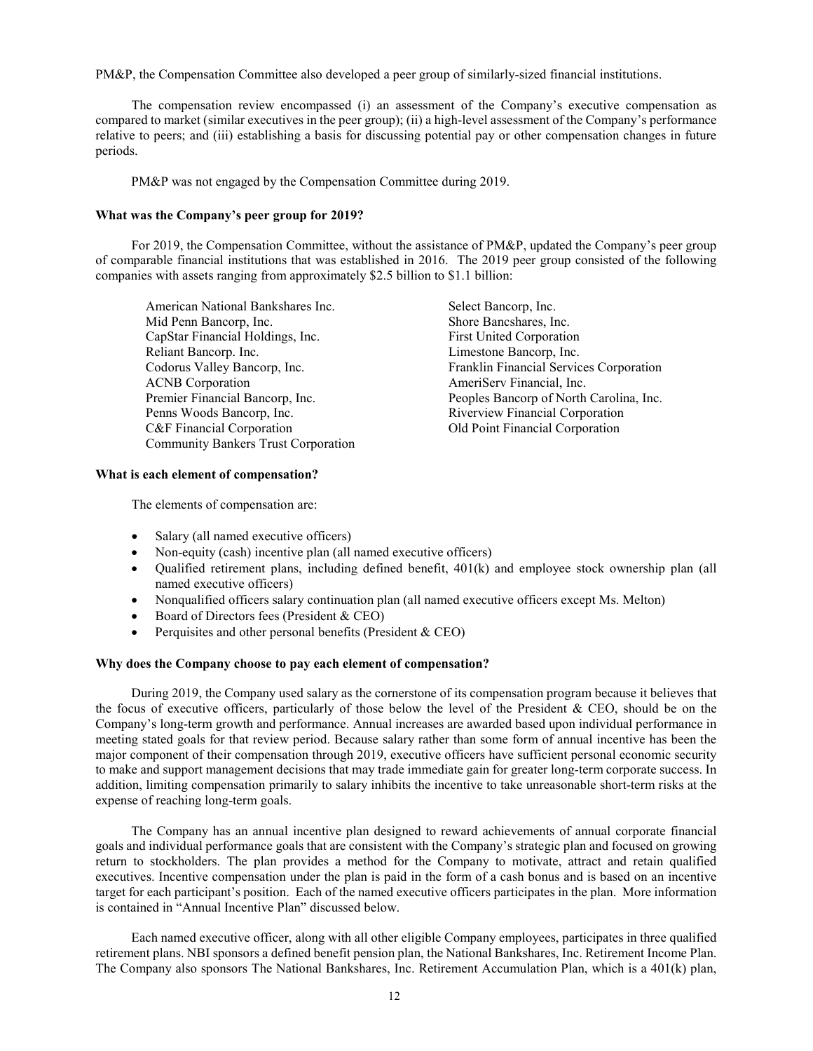PM&P, the Compensation Committee also developed a peer group of similarly-sized financial institutions.

The compensation review encompassed (i) an assessment of the Company's executive compensation as compared to market (similar executives in the peer group); (ii) a high-level assessment of the Company's performance relative to peers; and (iii) establishing a basis for discussing potential pay or other compensation changes in future periods.

PM&P was not engaged by the Compensation Committee during 2019.

**What was the Company's peer group for 2019?**

For 2019, the Compensation Committee, without the assistance of PM&P, updated the Company's peer group of comparable financial institutions that was established in 2016. The 2019 peer group consisted of the following companies with assets ranging from approximately $2.5 billion to $1.1 billion:

- American National Bankshares Inc.
- Mid Penn Bancorp, Inc.
- CapStar Financial Holdings, Inc.
- Reliant Bancorp. Inc.
- Codorus Valley Bancorp, Inc.
- ACNB Corporation
- Premier Financial Bancorp, Inc.
- Penns Woods Bancorp, Inc.
- C&F Financial Corporation
- Community Bankers Trust Corporation
- Select Bancorp, Inc.
- Shore Bancshares, Inc.
- First United Corporation
- Limestone Bancorp, Inc.
- Franklin Financial Services Corporation
- AmeriServ Financial, Inc.
- Peoples Bancorp of North Carolina, Inc.
- Riverview Financial Corporation
- Old Point Financial Corporation

**What is each element of compensation?**

The elements of compensation are:

- Salary (all named executive officers)
- Non-equity (cash) incentive plan (all named executive officers)
- Qualified retirement plans, including defined benefit, 401(k) and employee stock ownership plan (all named executive officers)
- Nonqualified officers salary continuation plan (all named executive officers except Ms. Melton)
- Board of Directors fees (President & CEO)
- Perquisites and other personal benefits (President & CEO)

**Why does the Company choose to pay each element of compensation?**

During 2019, the Company used salary as the cornerstone of its compensation program because it believes that the focus of executive officers, particularly of those below the level of the President & CEO, should be on the Company's long-term growth and performance. Annual increases are awarded based upon individual performance in meeting stated goals for that review period. Because salary rather than some form of annual incentive has been the major component of their compensation through 2019, executive officers have sufficient personal economic security to make and support management decisions that may trade immediate gain for greater long-term corporate success. In addition, limiting compensation primarily to salary inhibits the incentive to take unreasonable short-term risks at the expense of reaching long-term goals.

The Company has an annual incentive plan designed to reward achievements of annual corporate financial goals and individual performance goals that are consistent with the Company's strategic plan and focused on growing return to stockholders. The plan provides a method for the Company to motivate, attract and retain qualified executives. Incentive compensation under the plan is paid in the form of a cash bonus and is based on an incentive target for each participant's position. Each of the named executive officers participates in the plan. More information is contained in "Annual Incentive Plan" discussed below.

Each named executive officer, along with all other eligible Company employees, participates in three qualified retirement plans. NBI sponsors a defined benefit pension plan, the National Bankshares, Inc. Retirement Income Plan. The Company also sponsors The National Bankshares, Inc. Retirement Accumulation Plan, which is a 401(k) plan,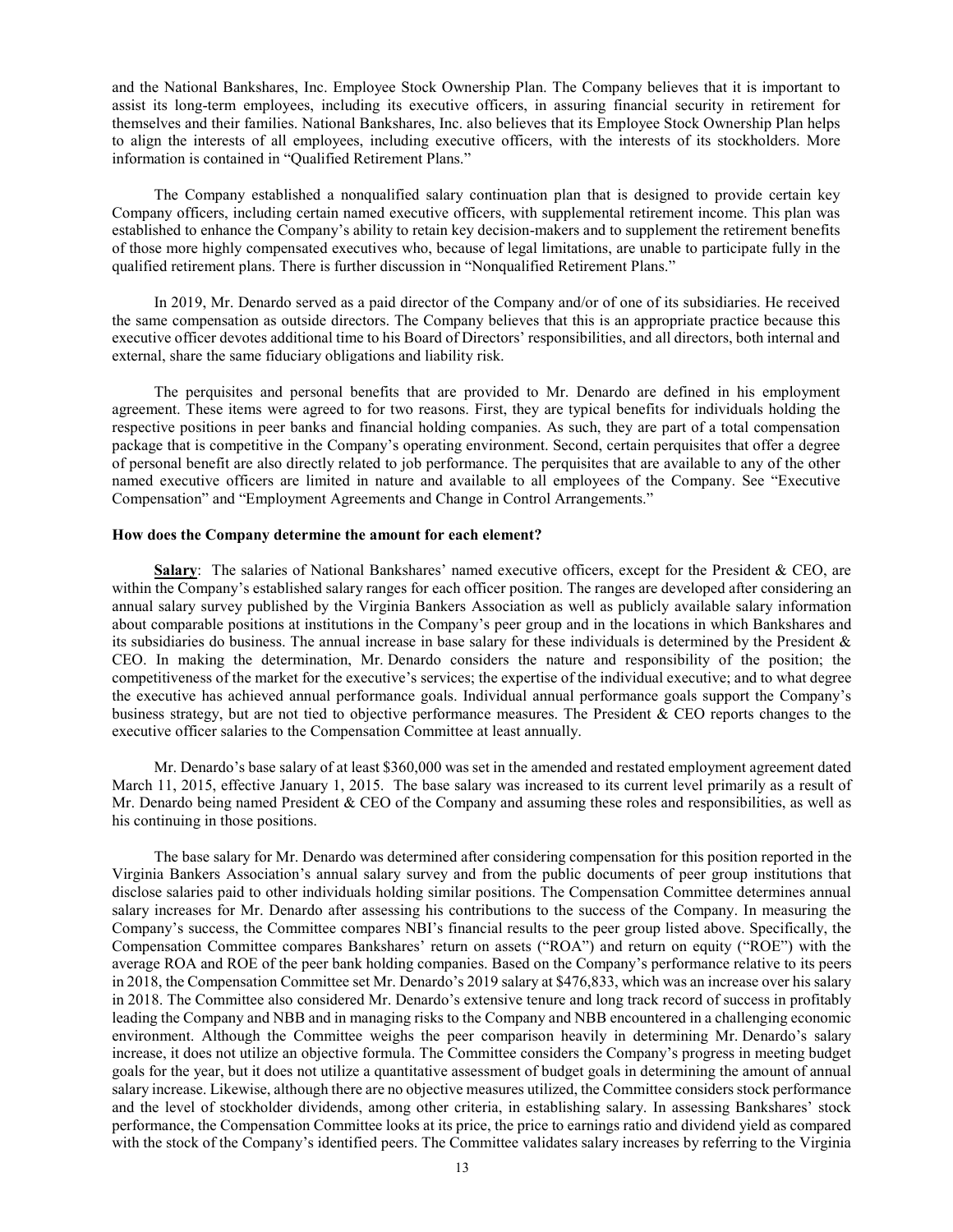and the National Bankshares, Inc. Employee Stock Ownership Plan. The Company believes that it is important to assist its long-term employees, including its executive officers, in assuring financial security in retirement for themselves and their families. National Bankshares, Inc. also believes that its Employee Stock Ownership Plan helps to align the interests of all employees, including executive officers, with the interests of its stockholders. More information is contained in "Qualified Retirement Plans."

The Company established a nonqualified salary continuation plan that is designed to provide certain key Company officers, including certain named executive officers, with supplemental retirement income. This plan was established to enhance the Company's ability to retain key decision-makers and to supplement the retirement benefits of those more highly compensated executives who, because of legal limitations, are unable to participate fully in the qualified retirement plans. There is further discussion in "Nonqualified Retirement Plans."

In 2019, Mr. Denardo served as a paid director of the Company and/or of one of its subsidiaries. He received the same compensation as outside directors. The Company believes that this is an appropriate practice because this executive officer devotes additional time to his Board of Directors' responsibilities, and all directors, both internal and external, share the same fiduciary obligations and liability risk.

The perquisites and personal benefits that are provided to Mr. Denardo are defined in his employment agreement. These items were agreed to for two reasons. First, they are typical benefits for individuals holding the respective positions in peer banks and financial holding companies. As such, they are part of a total compensation package that is competitive in the Company's operating environment. Second, certain perquisites that offer a degree of personal benefit are also directly related to job performance. The perquisites that are available to any of the other named executive officers are limited in nature and available to all employees of the Company. See "Executive Compensation" and "Employment Agreements and Change in Control Arrangements."

**How does the Company determine the amount for each element?**

**Salary**: The salaries of National Bankshares' named executive officers, except for the President & CEO, are within the Company's established salary ranges for each officer position. The ranges are developed after considering an annual salary survey published by the Virginia Bankers Association as well as publicly available salary information about comparable positions at institutions in the Company's peer group and in the locations in which Bankshares and its subsidiaries do business. The annual increase in base salary for these individuals is determined by the President & CEO. In making the determination, Mr. Denardo considers the nature and responsibility of the position; the competitiveness of the market for the executive's services; the expertise of the individual executive; and to what degree the executive has achieved annual performance goals. Individual annual performance goals support the Company's business strategy, but are not tied to objective performance measures. The President & CEO reports changes to the executive officer salaries to the Compensation Committee at least annually.

Mr. Denardo's base salary of at least $360,000 was set in the amended and restated employment agreement dated March 11, 2015, effective January 1, 2015. The base salary was increased to its current level primarily as a result of Mr. Denardo being named President & CEO of the Company and assuming these roles and responsibilities, as well as his continuing in those positions.

The base salary for Mr. Denardo was determined after considering compensation for this position reported in the Virginia Bankers Association's annual salary survey and from the public documents of peer group institutions that disclose salaries paid to other individuals holding similar positions. The Compensation Committee determines annual salary increases for Mr. Denardo after assessing his contributions to the success of the Company. In measuring the Company's success, the Committee compares NBI's financial results to the peer group listed above. Specifically, the Compensation Committee compares Bankshares' return on assets ("ROA") and return on equity ("ROE") with the average ROA and ROE of the peer bank holding companies. Based on the Company's performance relative to its peers in 2018, the Compensation Committee set Mr. Denardo's 2019 salary at $476,833, which was an increase over his salary in 2018. The Committee also considered Mr. Denardo's extensive tenure and long track record of success in profitably leading the Company and NBB and in managing risks to the Company and NBB encountered in a challenging economic environment. Although the Committee weighs the peer comparison heavily in determining Mr. Denardo's salary increase, it does not utilize an objective formula. The Committee considers the Company's progress in meeting budget goals for the year, but it does not utilize a quantitative assessment of budget goals in determining the amount of annual salary increase. Likewise, although there are no objective measures utilized, the Committee considers stock performance and the level of stockholder dividends, among other criteria, in establishing salary. In assessing Bankshares' stock performance, the Compensation Committee looks at its price, the price to earnings ratio and dividend yield as compared with the stock of the Company's identified peers. The Committee validates salary increases by referring to the Virginia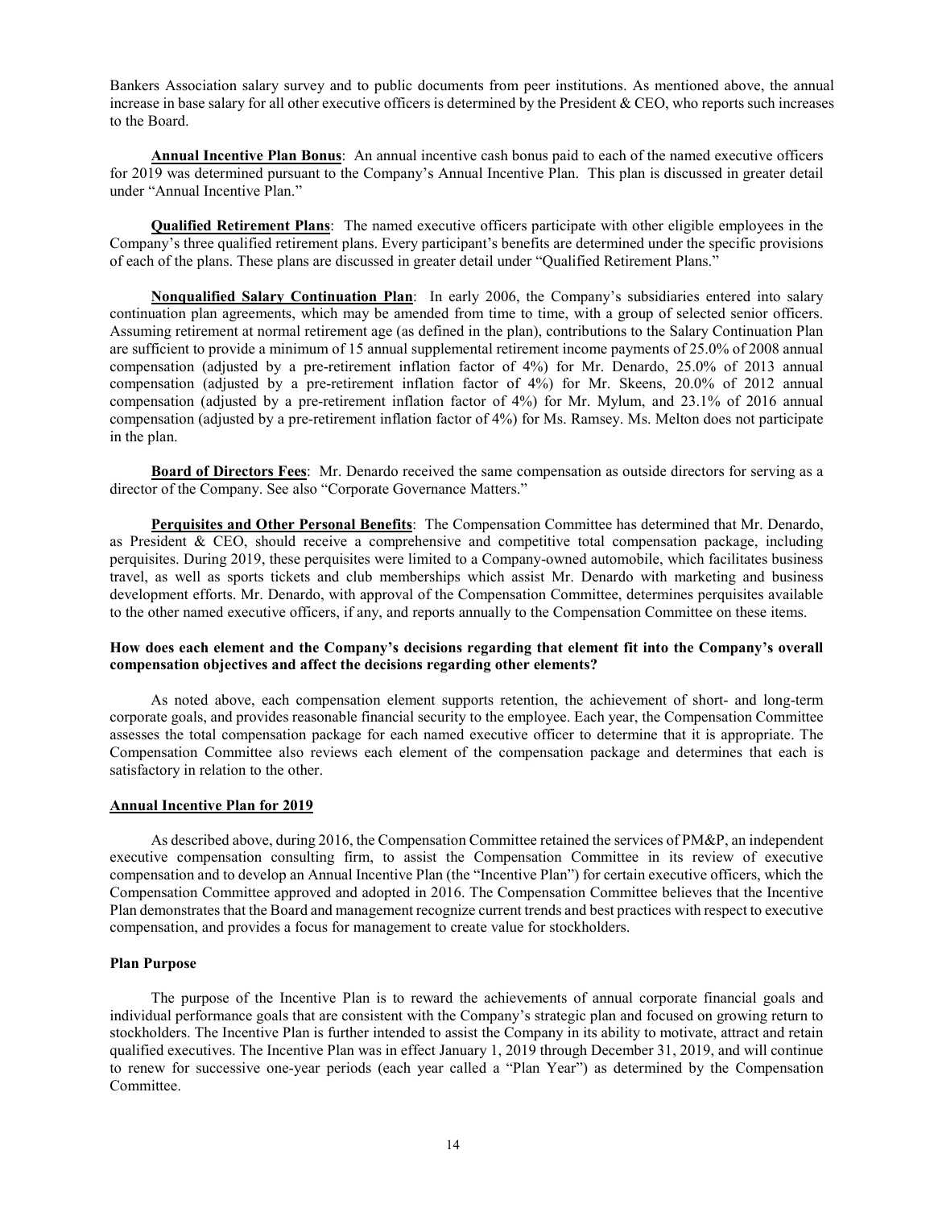Bankers Association salary survey and to public documents from peer institutions. As mentioned above, the annual increase in base salary for all other executive officers is determined by the President & CEO, who reports such increases to the Board.

**Annual Incentive Plan Bonus**: An annual incentive cash bonus paid to each of the named executive officers for 2019 was determined pursuant to the Company's Annual Incentive Plan. This plan is discussed in greater detail under "Annual Incentive Plan."

**Qualified Retirement Plans**: The named executive officers participate with other eligible employees in the Company's three qualified retirement plans. Every participant's benefits are determined under the specific provisions of each of the plans. These plans are discussed in greater detail under "Qualified Retirement Plans."

**Nonqualified Salary Continuation Plan**: In early 2006, the Company's subsidiaries entered into salary continuation plan agreements, which may be amended from time to time, with a group of selected senior officers. Assuming retirement at normal retirement age (as defined in the plan), contributions to the Salary Continuation Plan are sufficient to provide a minimum of 15 annual supplemental retirement income payments of 25.0% of 2008 annual compensation (adjusted by a pre-retirement inflation factor of 4%) for Mr. Denardo, 25.0% of 2013 annual compensation (adjusted by a pre-retirement inflation factor of 4%) for Mr. Skeens, 20.0% of 2012 annual compensation (adjusted by a pre-retirement inflation factor of 4%) for Mr. Mylum, and 23.1% of 2016 annual compensation (adjusted by a pre-retirement inflation factor of 4%) for Ms. Ramsey. Ms. Melton does not participate in the plan.

**Board of Directors Fees**: Mr. Denardo received the same compensation as outside directors for serving as a director of the Company. See also "Corporate Governance Matters."

**Perquisites and Other Personal Benefits**: The Compensation Committee has determined that Mr. Denardo, as President & CEO, should receive a comprehensive and competitive total compensation package, including perquisites. During 2019, these perquisites were limited to a Company-owned automobile, which facilitates business travel, as well as sports tickets and club memberships which assist Mr. Denardo with marketing and business development efforts. Mr. Denardo, with approval of the Compensation Committee, determines perquisites available to the other named executive officers, if any, and reports annually to the Compensation Committee on these items.

**How does each element and the Company's decisions regarding that element fit into the Company's overall compensation objectives and affect the decisions regarding other elements?**

As noted above, each compensation element supports retention, the achievement of short- and long-term corporate goals, and provides reasonable financial security to the employee. Each year, the Compensation Committee assesses the total compensation package for each named executive officer to determine that it is appropriate. The Compensation Committee also reviews each element of the compensation package and determines that each is satisfactory in relation to the other.

**Annual Incentive Plan for 2019**

As described above, during 2016, the Compensation Committee retained the services of PM&P, an independent executive compensation consulting firm, to assist the Compensation Committee in its review of executive compensation and to develop an Annual Incentive Plan (the "Incentive Plan") for certain executive officers, which the Compensation Committee approved and adopted in 2016. The Compensation Committee believes that the Incentive Plan demonstrates that the Board and management recognize current trends and best practices with respect to executive compensation, and provides a focus for management to create value for stockholders.

**Plan Purpose**

The purpose of the Incentive Plan is to reward the achievements of annual corporate financial goals and individual performance goals that are consistent with the Company's strategic plan and focused on growing return to stockholders. The Incentive Plan is further intended to assist the Company in its ability to motivate, attract and retain qualified executives. The Incentive Plan was in effect January 1, 2019 through December 31, 2019, and will continue to renew for successive one-year periods (each year called a "Plan Year") as determined by the Compensation Committee.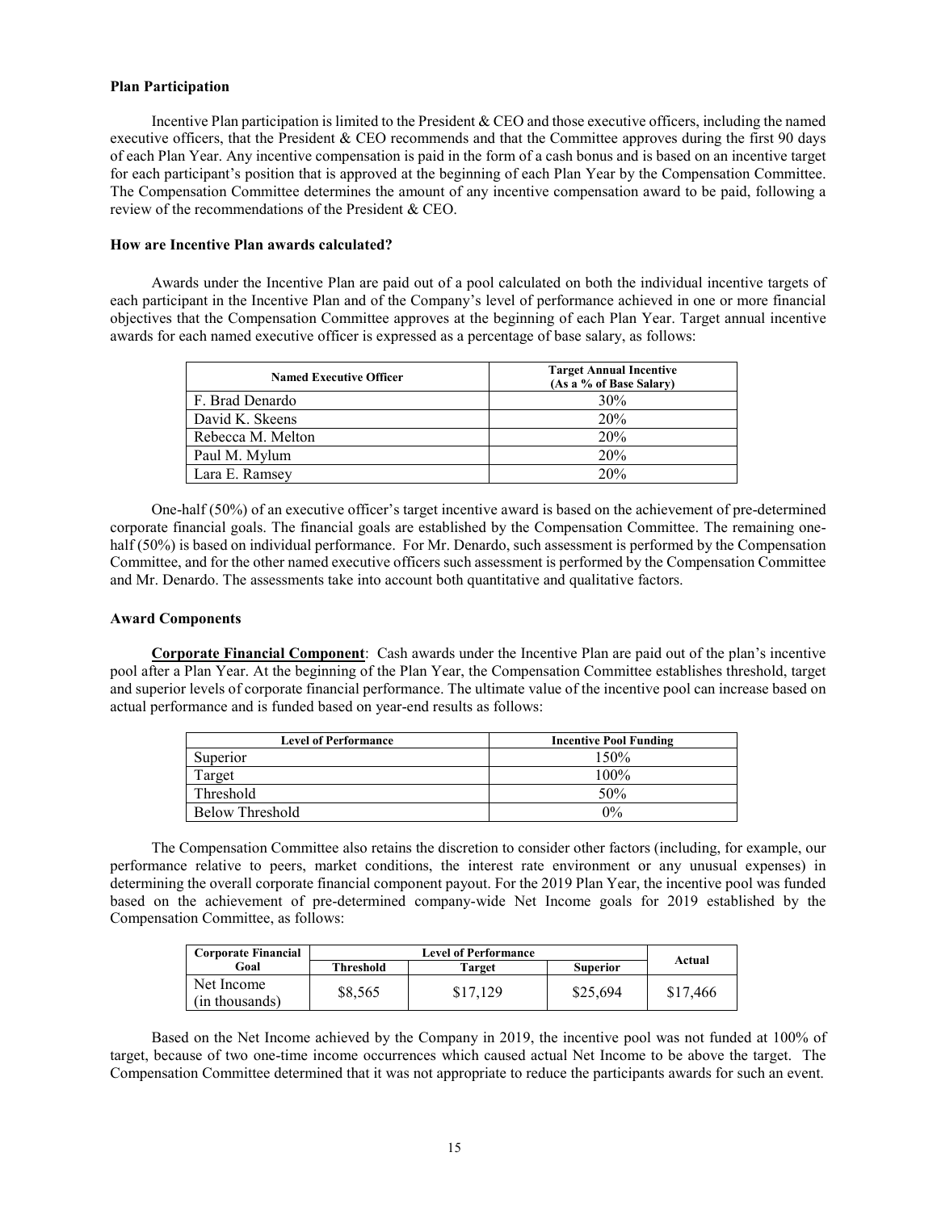**Plan Participation**

Incentive Plan participation is limited to the President & CEO and those executive officers, including the named executive officers, that the President & CEO recommends and that the Committee approves during the first 90 days of each Plan Year. Any incentive compensation is paid in the form of a cash bonus and is based on an incentive target for each participant's position that is approved at the beginning of each Plan Year by the Compensation Committee. The Compensation Committee determines the amount of any incentive compensation award to be paid, following a review of the recommendations of the President & CEO.

**How are Incentive Plan awards calculated?**

Awards under the Incentive Plan are paid out of a pool calculated on both the individual incentive targets of each participant in the Incentive Plan and of the Company's level of performance achieved in one or more financial objectives that the Compensation Committee approves at the beginning of each Plan Year. Target annual incentive awards for each named executive officer is expressed as a percentage of base salary, as follows:

| Named Executive Officer | Target Annual Incentive (As a % of Base Salary) |
|---|---|
| F. Brad Denardo | 30% |
| David K. Skeens | 20% |
| Rebecca M. Melton | 20% |
| Paul M. Mylum | 20% |
| Lara E. Ramsey | 20% |

One-half (50%) of an executive officer's target incentive award is based on the achievement of pre-determined corporate financial goals. The financial goals are established by the Compensation Committee. The remaining one-half (50%) is based on individual performance. For Mr. Denardo, such assessment is performed by the Compensation Committee, and for the other named executive officers such assessment is performed by the Compensation Committee and Mr. Denardo. The assessments take into account both quantitative and qualitative factors.

**Award Components**

**Corporate Financial Component**: Cash awards under the Incentive Plan are paid out of the plan's incentive pool after a Plan Year. At the beginning of the Plan Year, the Compensation Committee establishes threshold, target and superior levels of corporate financial performance. The ultimate value of the incentive pool can increase based on actual performance and is funded based on year-end results as follows:

| Level of Performance | Incentive Pool Funding |
|---|---|
| Superior | 150% |
| Target | 100% |
| Threshold | 50% |
| Below Threshold | 0% |

The Compensation Committee also retains the discretion to consider other factors (including, for example, our performance relative to peers, market conditions, the interest rate environment or any unusual expenses) in determining the overall corporate financial component payout. For the 2019 Plan Year, the incentive pool was funded based on the achievement of pre-determined company-wide Net Income goals for 2019 established by the Compensation Committee, as follows:

| Corporate Financial Goal | Level of Performance | | | Actual |
|---|---|---|---|---|
| | Threshold | Target | Superior | |
| Net Income (in thousands) | $8,565 | $17,129 | $25,694 | $17,466 |

Based on the Net Income achieved by the Company in 2019, the incentive pool was not funded at 100% of target, because of two one-time income occurrences which caused actual Net Income to be above the target. The Compensation Committee determined that it was not appropriate to reduce the participants awards for such an event.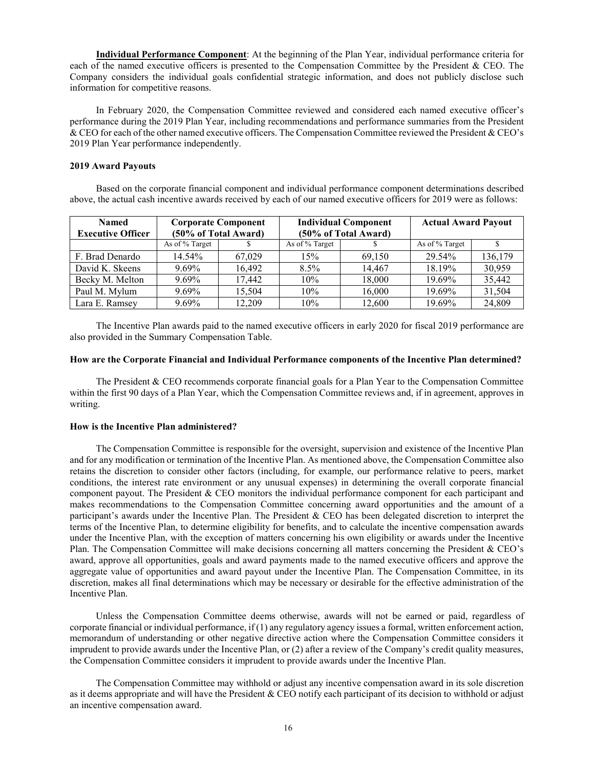**Individual Performance Component**: At the beginning of the Plan Year, individual performance criteria for each of the named executive officers is presented to the Compensation Committee by the President & CEO. The Company considers the individual goals confidential strategic information, and does not publicly disclose such information for competitive reasons.

In February 2020, the Compensation Committee reviewed and considered each named executive officer's performance during the 2019 Plan Year, including recommendations and performance summaries from the President & CEO for each of the other named executive officers. The Compensation Committee reviewed the President & CEO's 2019 Plan Year performance independently.

**2019 Award Payouts**

Based on the corporate financial component and individual performance component determinations described above, the actual cash incentive awards received by each of our named executive officers for 2019 were as follows:

| Named Executive Officer | Corporate Component (50% of Total Award) | | Individual Component (50% of Total Award) | | Actual Award Payout | |
|---|---|---|---|---|---|---|
| | As of % Target | $ | As of % Target | $ | As of % Target | $ |
| F. Brad Denardo | 14.54% | 67,029 | 15% | 69,150 | 29.54% | 136,179 |
| David K. Skeens | 9.69% | 16,492 | 8.5% | 14,467 | 18.19% | 30,959 |
| Becky M. Melton | 9.69% | 17,442 | 10% | 18,000 | 19.69% | 35,442 |
| Paul M. Mylum | 9.69% | 15,504 | 10% | 16,000 | 19.69% | 31,504 |
| Lara E. Ramsey | 9.69% | 12,209 | 10% | 12,600 | 19.69% | 24,809 |

The Incentive Plan awards paid to the named executive officers in early 2020 for fiscal 2019 performance are also provided in the Summary Compensation Table.

**How are the Corporate Financial and Individual Performance components of the Incentive Plan determined?**

The President & CEO recommends corporate financial goals for a Plan Year to the Compensation Committee within the first 90 days of a Plan Year, which the Compensation Committee reviews and, if in agreement, approves in writing.

**How is the Incentive Plan administered?**

The Compensation Committee is responsible for the oversight, supervision and existence of the Incentive Plan and for any modification or termination of the Incentive Plan. As mentioned above, the Compensation Committee also retains the discretion to consider other factors (including, for example, our performance relative to peers, market conditions, the interest rate environment or any unusual expenses) in determining the overall corporate financial component payout. The President & CEO monitors the individual performance component for each participant and makes recommendations to the Compensation Committee concerning award opportunities and the amount of a participant's awards under the Incentive Plan. The President & CEO has been delegated discretion to interpret the terms of the Incentive Plan, to determine eligibility for benefits, and to calculate the incentive compensation awards under the Incentive Plan, with the exception of matters concerning his own eligibility or awards under the Incentive Plan. The Compensation Committee will make decisions concerning all matters concerning the President & CEO's award, approve all opportunities, goals and award payments made to the named executive officers and approve the aggregate value of opportunities and award payout under the Incentive Plan. The Compensation Committee, in its discretion, makes all final determinations which may be necessary or desirable for the effective administration of the Incentive Plan.

Unless the Compensation Committee deems otherwise, awards will not be earned or paid, regardless of corporate financial or individual performance, if (1) any regulatory agency issues a formal, written enforcement action, memorandum of understanding or other negative directive action where the Compensation Committee considers it imprudent to provide awards under the Incentive Plan, or (2) after a review of the Company's credit quality measures, the Compensation Committee considers it imprudent to provide awards under the Incentive Plan.

The Compensation Committee may withhold or adjust any incentive compensation award in its sole discretion as it deems appropriate and will have the President & CEO notify each participant of its decision to withhold or adjust an incentive compensation award.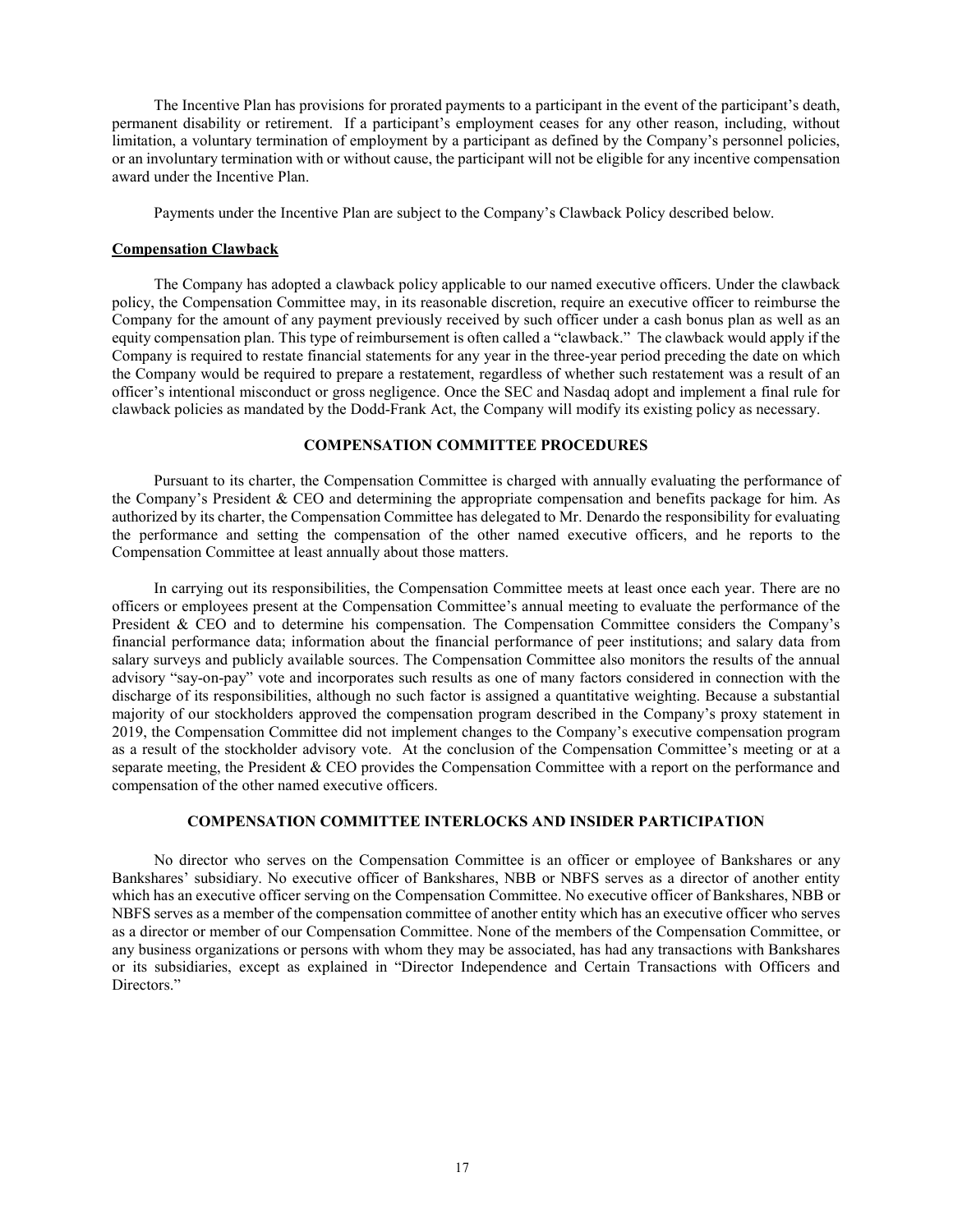The Incentive Plan has provisions for prorated payments to a participant in the event of the participant's death, permanent disability or retirement. If a participant's employment ceases for any other reason, including, without limitation, a voluntary termination of employment by a participant as defined by the Company's personnel policies, or an involuntary termination with or without cause, the participant will not be eligible for any incentive compensation award under the Incentive Plan.

Payments under the Incentive Plan are subject to the Company's Clawback Policy described below.

**Compensation Clawback**

The Company has adopted a clawback policy applicable to our named executive officers. Under the clawback policy, the Compensation Committee may, in its reasonable discretion, require an executive officer to reimburse the Company for the amount of any payment previously received by such officer under a cash bonus plan as well as an equity compensation plan. This type of reimbursement is often called a "clawback." The clawback would apply if the Company is required to restate financial statements for any year in the three-year period preceding the date on which the Company would be required to prepare a restatement, regardless of whether such restatement was a result of an officer's intentional misconduct or gross negligence. Once the SEC and Nasdaq adopt and implement a final rule for clawback policies as mandated by the Dodd-Frank Act, the Company will modify its existing policy as necessary.

## COMPENSATION COMMITTEE PROCEDURES

Pursuant to its charter, the Compensation Committee is charged with annually evaluating the performance of the Company's President & CEO and determining the appropriate compensation and benefits package for him. As authorized by its charter, the Compensation Committee has delegated to Mr. Denardo the responsibility for evaluating the performance and setting the compensation of the other named executive officers, and he reports to the Compensation Committee at least annually about those matters.

In carrying out its responsibilities, the Compensation Committee meets at least once each year. There are no officers or employees present at the Compensation Committee's annual meeting to evaluate the performance of the President & CEO and to determine his compensation. The Compensation Committee considers the Company's financial performance data; information about the financial performance of peer institutions; and salary data from salary surveys and publicly available sources. The Compensation Committee also monitors the results of the annual advisory "say-on-pay" vote and incorporates such results as one of many factors considered in connection with the discharge of its responsibilities, although no such factor is assigned a quantitative weighting. Because a substantial majority of our stockholders approved the compensation program described in the Company's proxy statement in 2019, the Compensation Committee did not implement changes to the Company's executive compensation program as a result of the stockholder advisory vote. At the conclusion of the Compensation Committee's meeting or at a separate meeting, the President & CEO provides the Compensation Committee with a report on the performance and compensation of the other named executive officers.

## COMPENSATION COMMITTEE INTERLOCKS AND INSIDER PARTICIPATION

No director who serves on the Compensation Committee is an officer or employee of Bankshares or any Bankshares' subsidiary. No executive officer of Bankshares, NBB or NBFS serves as a director of another entity which has an executive officer serving on the Compensation Committee. No executive officer of Bankshares, NBB or NBFS serves as a member of the compensation committee of another entity which has an executive officer who serves as a director or member of our Compensation Committee. None of the members of the Compensation Committee, or any business organizations or persons with whom they may be associated, has had any transactions with Bankshares or its subsidiaries, except as explained in "Director Independence and Certain Transactions with Officers and Directors."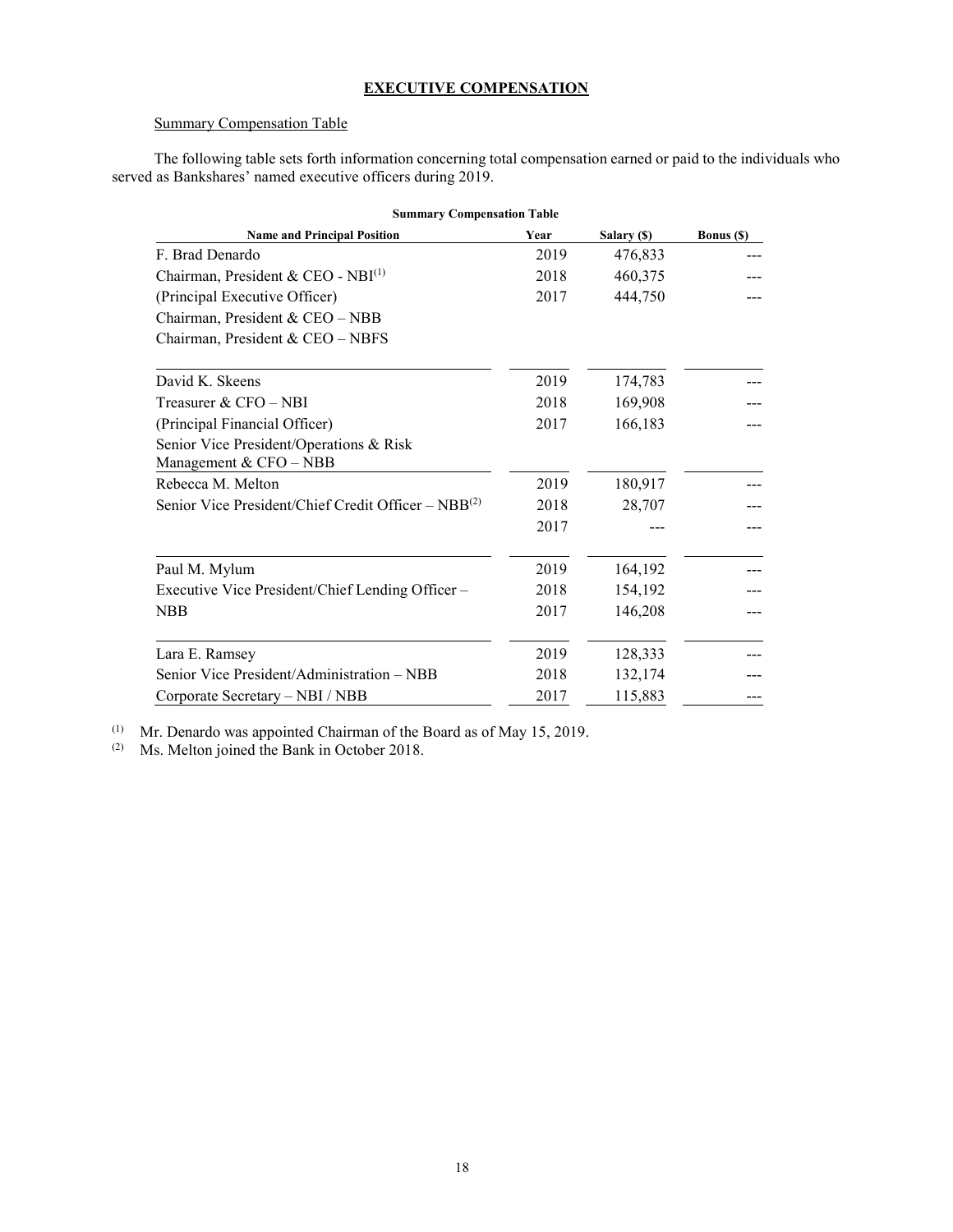## EXECUTIVE COMPENSATION

Summary Compensation Table

The following table sets forth information concerning total compensation earned or paid to the individuals who served as Bankshares' named executive officers during 2019.

**Summary Compensation Table**

| Name and Principal Position | Year | Salary ($) | Bonus ($) |
|---|---|---|---|
| F. Brad Denardo | 2019 | 476,833 | --- |
| Chairman, President & CEO - NBI[(1)] | 2018 | 460,375 | --- |
| (Principal Executive Officer) | 2017 | 444,750 | --- |
| Chairman, President & CEO – NBB | | | |
| Chairman, President & CEO – NBFS | | | |
| David K. Skeens | 2019 | 174,783 | --- |
| Treasurer & CFO – NBI | 2018 | 169,908 | --- |
| (Principal Financial Officer) | 2017 | 166,183 | --- |
| Senior Vice President/Operations & Risk Management & CFO – NBB | | | |
| Rebecca M. Melton | 2019 | 180,917 | --- |
| Senior Vice President/Chief Credit Officer – NBB[(2)] | 2018 | 28,707 | --- |
| | 2017 | --- | --- |
| Paul M. Mylum | 2019 | 164,192 | --- |
| Executive Vice President/Chief Lending Officer – | 2018 | 154,192 | --- |
| NBB | 2017 | 146,208 | --- |
| Lara E. Ramsey | 2019 | 128,333 | --- |
| Senior Vice President/Administration – NBB | 2018 | 132,174 | --- |
| Corporate Secretary – NBI / NBB | 2017 | 115,883 | --- |

(1) Mr. Denardo was appointed Chairman of the Board as of May 15, 2019.

(2) Ms. Melton joined the Bank in October 2018.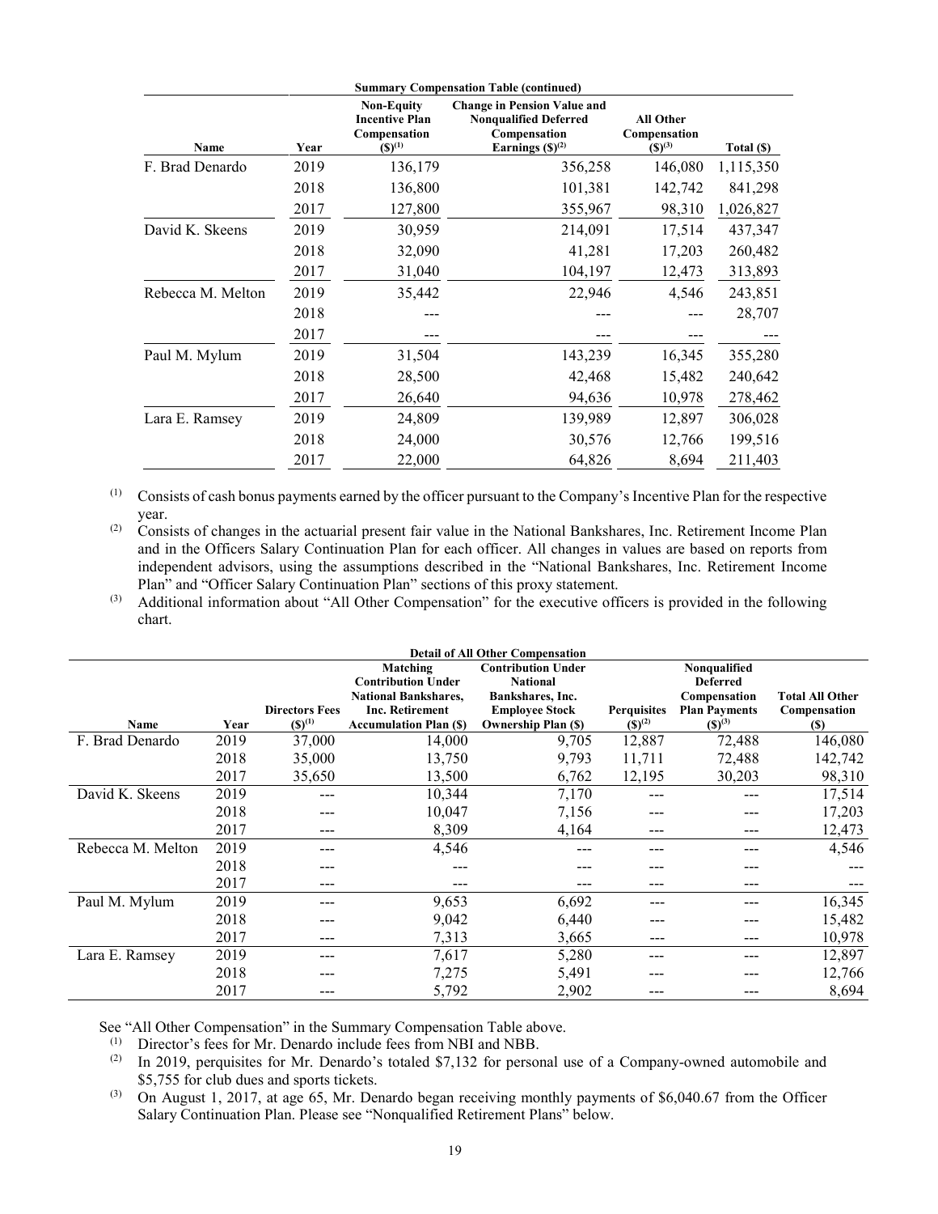**Summary Compensation Table (continued)**

| Name | Year | Non-Equity Incentive Plan Compensation (\$)[(1)] | Change in Pension Value and Nonqualified Deferred Compensation Earnings (\$)[(2)] | All Other Compensation (\$)[(3)] | Total (\$) |
|---|---|---|---|---|---|
| F. Brad Denardo | 2019 | 136,179 | 356,258 | 146,080 | 1,115,350 |
| | 2018 | 136,800 | 101,381 | 142,742 | 841,298 |
| | 2017 | 127,800 | 355,967 | 98,310 | 1,026,827 |
| David K. Skeens | 2019 | 30,959 | 214,091 | 17,514 | 437,347 |
| | 2018 | 32,090 | 41,281 | 17,203 | 260,482 |
| | 2017 | 31,040 | 104,197 | 12,473 | 313,893 |
| Rebecca M. Melton | 2019 | 35,442 | 22,946 | 4,546 | 243,851 |
| | 2018 | --- | --- | --- | 28,707 |
| | 2017 | --- | --- | --- | --- |
| Paul M. Mylum | 2019 | 31,504 | 143,239 | 16,345 | 355,280 |
| | 2018 | 28,500 | 42,468 | 15,482 | 240,642 |
| | 2017 | 26,640 | 94,636 | 10,978 | 278,462 |
| Lara E. Ramsey | 2019 | 24,809 | 139,989 | 12,897 | 306,028 |
| | 2018 | 24,000 | 30,576 | 12,766 | 199,516 |
| | 2017 | 22,000 | 64,826 | 8,694 | 211,403 |

(1) Consists of cash bonus payments earned by the officer pursuant to the Company's Incentive Plan for the respective year.

(2) Consists of changes in the actuarial present fair value in the National Bankshares, Inc. Retirement Income Plan and in the Officers Salary Continuation Plan for each officer. All changes in values are based on reports from independent advisors, using the assumptions described in the "National Bankshares, Inc. Retirement Income Plan" and "Officer Salary Continuation Plan" sections of this proxy statement.

(3) Additional information about "All Other Compensation" for the executive officers is provided in the following chart.

**Detail of All Other Compensation**

| Name | Year | Directors Fees (\$)[(1)] | Matching Contribution Under National Bankshares, Inc. Retirement Accumulation Plan (\$) | Contribution Under National Bankshares, Inc. Employee Stock Ownership Plan (\$) | Perquisites (\$)[(2)] | Nonqualified Deferred Compensation Plan Payments (\$)[(3)] | Total All Other Compensation (\$) |
|---|---|---|---|---|---|---|---|
| F. Brad Denardo | 2019 | 37,000 | 14,000 | 9,705 | 12,887 | 72,488 | 146,080 |
| | 2018 | 35,000 | 13,750 | 9,793 | 11,711 | 72,488 | 142,742 |
| | 2017 | 35,650 | 13,500 | 6,762 | 12,195 | 30,203 | 98,310 |
| David K. Skeens | 2019 | --- | 10,344 | 7,170 | --- | --- | 17,514 |
| | 2018 | --- | 10,047 | 7,156 | --- | --- | 17,203 |
| | 2017 | --- | 8,309 | 4,164 | --- | --- | 12,473 |
| Rebecca M. Melton | 2019 | --- | 4,546 | --- | --- | --- | 4,546 |
| | 2018 | --- | --- | --- | --- | --- | --- |
| | 2017 | --- | --- | --- | --- | --- | --- |
| Paul M. Mylum | 2019 | --- | 9,653 | 6,692 | --- | --- | 16,345 |
| | 2018 | --- | 9,042 | 6,440 | --- | --- | 15,482 |
| | 2017 | --- | 7,313 | 3,665 | --- | --- | 10,978 |
| Lara E. Ramsey | 2019 | --- | 7,617 | 5,280 | --- | --- | 12,897 |
| | 2018 | --- | 7,275 | 5,491 | --- | --- | 12,766 |
| | 2017 | --- | 5,792 | 2,902 | --- | --- | 8,694 |

See "All Other Compensation" in the Summary Compensation Table above.

(1) Director's fees for Mr. Denardo include fees from NBI and NBB.

(2) In 2019, perquisites for Mr. Denardo's totaled \$7,132 for personal use of a Company-owned automobile and \$5,755 for club dues and sports tickets.

(3) On August 1, 2017, at age 65, Mr. Denardo began receiving monthly payments of \$6,040.67 from the Officer Salary Continuation Plan. Please see "Nonqualified Retirement Plans" below.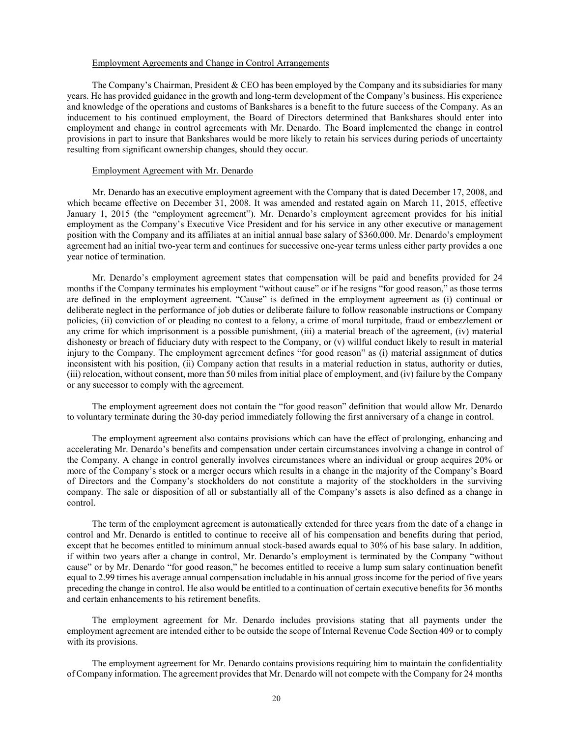### Employment Agreements and Change in Control Arrangements

The Company's Chairman, President & CEO has been employed by the Company and its subsidiaries for many years. He has provided guidance in the growth and long-term development of the Company's business. His experience and knowledge of the operations and customs of Bankshares is a benefit to the future success of the Company. As an inducement to his continued employment, the Board of Directors determined that Bankshares should enter into employment and change in control agreements with Mr. Denardo. The Board implemented the change in control provisions in part to insure that Bankshares would be more likely to retain his services during periods of uncertainty resulting from significant ownership changes, should they occur.

### Employment Agreement with Mr. Denardo

Mr. Denardo has an executive employment agreement with the Company that is dated December 17, 2008, and which became effective on December 31, 2008. It was amended and restated again on March 11, 2015, effective January 1, 2015 (the "employment agreement"). Mr. Denardo's employment agreement provides for his initial employment as the Company's Executive Vice President and for his service in any other executive or management position with the Company and its affiliates at an initial annual base salary of $360,000. Mr. Denardo's employment agreement had an initial two-year term and continues for successive one-year terms unless either party provides a one year notice of termination.

Mr. Denardo's employment agreement states that compensation will be paid and benefits provided for 24 months if the Company terminates his employment "without cause" or if he resigns "for good reason," as those terms are defined in the employment agreement. "Cause" is defined in the employment agreement as (i) continual or deliberate neglect in the performance of job duties or deliberate failure to follow reasonable instructions or Company policies, (ii) conviction of or pleading no contest to a felony, a crime of moral turpitude, fraud or embezzlement or any crime for which imprisonment is a possible punishment, (iii) a material breach of the agreement, (iv) material dishonesty or breach of fiduciary duty with respect to the Company, or (v) willful conduct likely to result in material injury to the Company. The employment agreement defines "for good reason" as (i) material assignment of duties inconsistent with his position, (ii) Company action that results in a material reduction in status, authority or duties, (iii) relocation, without consent, more than 50 miles from initial place of employment, and (iv) failure by the Company or any successor to comply with the agreement.

The employment agreement does not contain the "for good reason" definition that would allow Mr. Denardo to voluntary terminate during the 30-day period immediately following the first anniversary of a change in control.

The employment agreement also contains provisions which can have the effect of prolonging, enhancing and accelerating Mr. Denardo's benefits and compensation under certain circumstances involving a change in control of the Company. A change in control generally involves circumstances where an individual or group acquires 20% or more of the Company's stock or a merger occurs which results in a change in the majority of the Company's Board of Directors and the Company's stockholders do not constitute a majority of the stockholders in the surviving company. The sale or disposition of all or substantially all of the Company's assets is also defined as a change in control.

The term of the employment agreement is automatically extended for three years from the date of a change in control and Mr. Denardo is entitled to continue to receive all of his compensation and benefits during that period, except that he becomes entitled to minimum annual stock-based awards equal to 30% of his base salary. In addition, if within two years after a change in control, Mr. Denardo's employment is terminated by the Company "without cause" or by Mr. Denardo "for good reason," he becomes entitled to receive a lump sum salary continuation benefit equal to 2.99 times his average annual compensation includable in his annual gross income for the period of five years preceding the change in control. He also would be entitled to a continuation of certain executive benefits for 36 months and certain enhancements to his retirement benefits.

The employment agreement for Mr. Denardo includes provisions stating that all payments under the employment agreement are intended either to be outside the scope of Internal Revenue Code Section 409 or to comply with its provisions.

The employment agreement for Mr. Denardo contains provisions requiring him to maintain the confidentiality of Company information. The agreement provides that Mr. Denardo will not compete with the Company for 24 months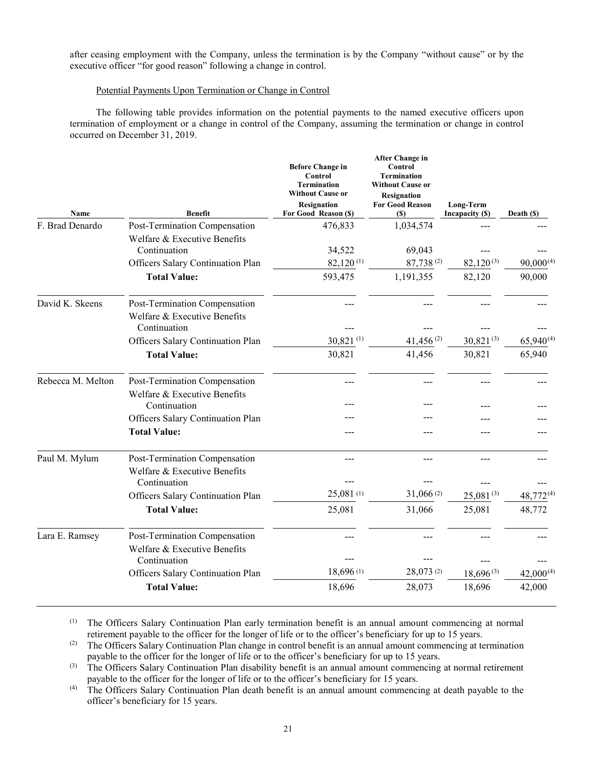after ceasing employment with the Company, unless the termination is by the Company "without cause" or by the executive officer "for good reason" following a change in control.

Potential Payments Upon Termination or Change in Control

The following table provides information on the potential payments to the named executive officers upon termination of employment or a change in control of the Company, assuming the termination or change in control occurred on December 31, 2019.

| Name | Benefit | Before Change in Control Termination Without Cause or Resignation For Good Reason ($) | After Change in Control Termination Without Cause or Resignation For Good Reason ($) | Long-Term Incapacity ($) | Death ($) |
|---|---|---|---|---|---|
| F. Brad Denardo | Post-Termination Compensation | 476,833 | 1,034,574 | --- | --- |
| | Welfare & Executive Benefits Continuation | 34,522 | 69,043 | --- | --- |
| | Officers Salary Continuation Plan | 82,120 (1) | 87,738 (2) | 82,120 (3) | 90,000 (4) |
| | **Total Value:** | 593,475 | 1,191,355 | 82,120 | 90,000 |
| David K. Skeens | Post-Termination Compensation | --- | --- | --- | --- |
| | Welfare & Executive Benefits Continuation | --- | --- | --- | --- |
| | Officers Salary Continuation Plan | 30,821 (1) | 41,456 (2) | 30,821 (3) | 65,940 (4) |
| | **Total Value:** | 30,821 | 41,456 | 30,821 | 65,940 |
| Rebecca M. Melton | Post-Termination Compensation | --- | --- | --- | --- |
| | Welfare & Executive Benefits Continuation | --- | --- | --- | --- |
| | Officers Salary Continuation Plan | --- | --- | --- | --- |
| | **Total Value:** | --- | --- | --- | --- |
| Paul M. Mylum | Post-Termination Compensation | --- | --- | --- | --- |
| | Welfare & Executive Benefits Continuation | --- | --- | --- | --- |
| | Officers Salary Continuation Plan | 25,081 (1) | 31,066 (2) | 25,081 (3) | 48,772 (4) |
| | **Total Value:** | 25,081 | 31,066 | 25,081 | 48,772 |
| Lara E. Ramsey | Post-Termination Compensation | --- | --- | --- | --- |
| | Welfare & Executive Benefits Continuation | --- | --- | --- | --- |
| | Officers Salary Continuation Plan | 18,696 (1) | 28,073 (2) | 18,696 (3) | 42,000 (4) |
| | **Total Value:** | 18,696 | 28,073 | 18,696 | 42,000 |

(1) The Officers Salary Continuation Plan early termination benefit is an annual amount commencing at normal retirement payable to the officer for the longer of life or to the officer's beneficiary for up to 15 years.

(2) The Officers Salary Continuation Plan change in control benefit is an annual amount commencing at termination payable to the officer for the longer of life or to the officer's beneficiary for up to 15 years.

(3) The Officers Salary Continuation Plan disability benefit is an annual amount commencing at normal retirement payable to the officer for the longer of life or to the officer's beneficiary for 15 years.

(4) The Officers Salary Continuation Plan death benefit is an annual amount commencing at death payable to the officer's beneficiary for 15 years.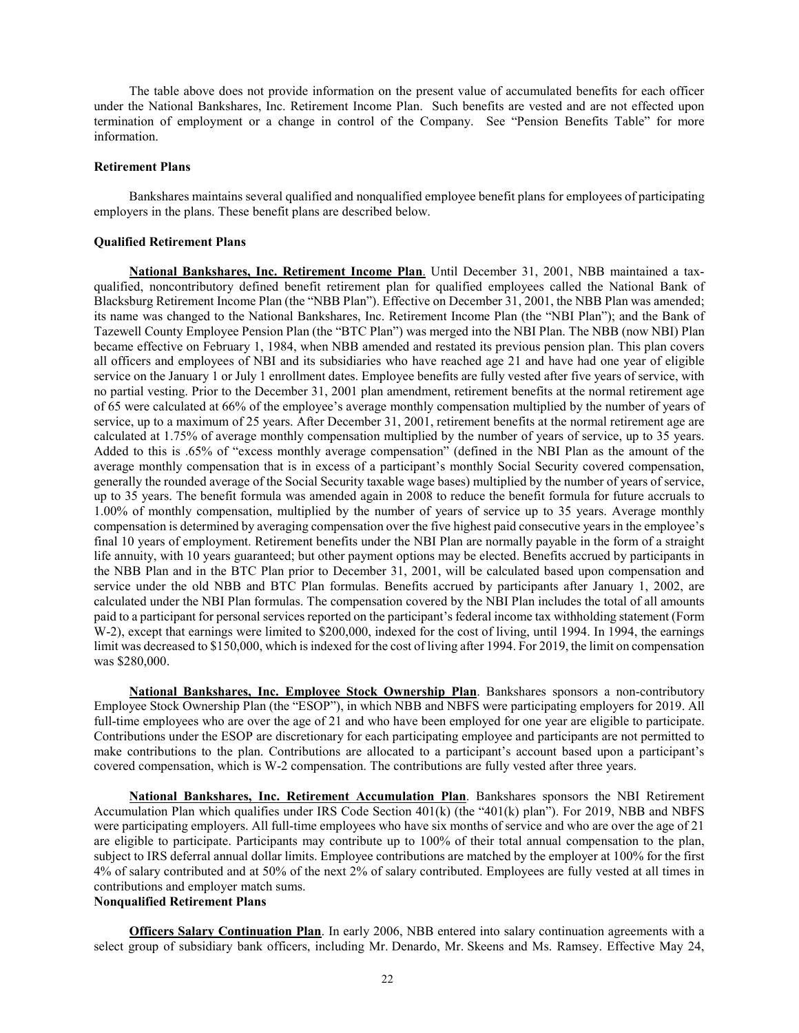The table above does not provide information on the present value of accumulated benefits for each officer under the National Bankshares, Inc. Retirement Income Plan. Such benefits are vested and are not effected upon termination of employment or a change in control of the Company. See "Pension Benefits Table" for more information.

**Retirement Plans**

Bankshares maintains several qualified and nonqualified employee benefit plans for employees of participating employers in the plans. These benefit plans are described below.

**Qualified Retirement Plans**

**National Bankshares, Inc. Retirement Income Plan**. Until December 31, 2001, NBB maintained a tax-qualified, noncontributory defined benefit retirement plan for qualified employees called the National Bank of Blacksburg Retirement Income Plan (the "NBB Plan"). Effective on December 31, 2001, the NBB Plan was amended; its name was changed to the National Bankshares, Inc. Retirement Income Plan (the "NBI Plan"); and the Bank of Tazewell County Employee Pension Plan (the "BTC Plan") was merged into the NBI Plan. The NBB (now NBI) Plan became effective on February 1, 1984, when NBB amended and restated its previous pension plan. This plan covers all officers and employees of NBI and its subsidiaries who have reached age 21 and have had one year of eligible service on the January 1 or July 1 enrollment dates. Employee benefits are fully vested after five years of service, with no partial vesting. Prior to the December 31, 2001 plan amendment, retirement benefits at the normal retirement age of 65 were calculated at 66% of the employee's average monthly compensation multiplied by the number of years of service, up to a maximum of 25 years. After December 31, 2001, retirement benefits at the normal retirement age are calculated at 1.75% of average monthly compensation multiplied by the number of years of service, up to 35 years. Added to this is .65% of "excess monthly average compensation" (defined in the NBI Plan as the amount of the average monthly compensation that is in excess of a participant's monthly Social Security covered compensation, generally the rounded average of the Social Security taxable wage bases) multiplied by the number of years of service, up to 35 years. The benefit formula was amended again in 2008 to reduce the benefit formula for future accruals to 1.00% of monthly compensation, multiplied by the number of years of service up to 35 years. Average monthly compensation is determined by averaging compensation over the five highest paid consecutive years in the employee's final 10 years of employment. Retirement benefits under the NBI Plan are normally payable in the form of a straight life annuity, with 10 years guaranteed; but other payment options may be elected. Benefits accrued by participants in the NBB Plan and in the BTC Plan prior to December 31, 2001, will be calculated based upon compensation and service under the old NBB and BTC Plan formulas. Benefits accrued by participants after January 1, 2002, are calculated under the NBI Plan formulas. The compensation covered by the NBI Plan includes the total of all amounts paid to a participant for personal services reported on the participant's federal income tax withholding statement (Form W-2), except that earnings were limited to \$200,000, indexed for the cost of living, until 1994. In 1994, the earnings limit was decreased to \$150,000, which is indexed for the cost of living after 1994. For 2019, the limit on compensation was \$280,000.

**National Bankshares, Inc. Employee Stock Ownership Plan**. Bankshares sponsors a non-contributory Employee Stock Ownership Plan (the "ESOP"), in which NBB and NBFS were participating employers for 2019. All full-time employees who are over the age of 21 and who have been employed for one year are eligible to participate. Contributions under the ESOP are discretionary for each participating employee and participants are not permitted to make contributions to the plan. Contributions are allocated to a participant's account based upon a participant's covered compensation, which is W-2 compensation. The contributions are fully vested after three years.

**National Bankshares, Inc. Retirement Accumulation Plan**. Bankshares sponsors the NBI Retirement Accumulation Plan which qualifies under IRS Code Section 401(k) (the "401(k) plan"). For 2019, NBB and NBFS were participating employers. All full-time employees who have six months of service and who are over the age of 21 are eligible to participate. Participants may contribute up to 100% of their total annual compensation to the plan, subject to IRS deferral annual dollar limits. Employee contributions are matched by the employer at 100% for the first 4% of salary contributed and at 50% of the next 2% of salary contributed. Employees are fully vested at all times in contributions and employer match sums.

**Nonqualified Retirement Plans**

**Officers Salary Continuation Plan**. In early 2006, NBB entered into salary continuation agreements with a select group of subsidiary bank officers, including Mr. Denardo, Mr. Skeens and Ms. Ramsey. Effective May 24,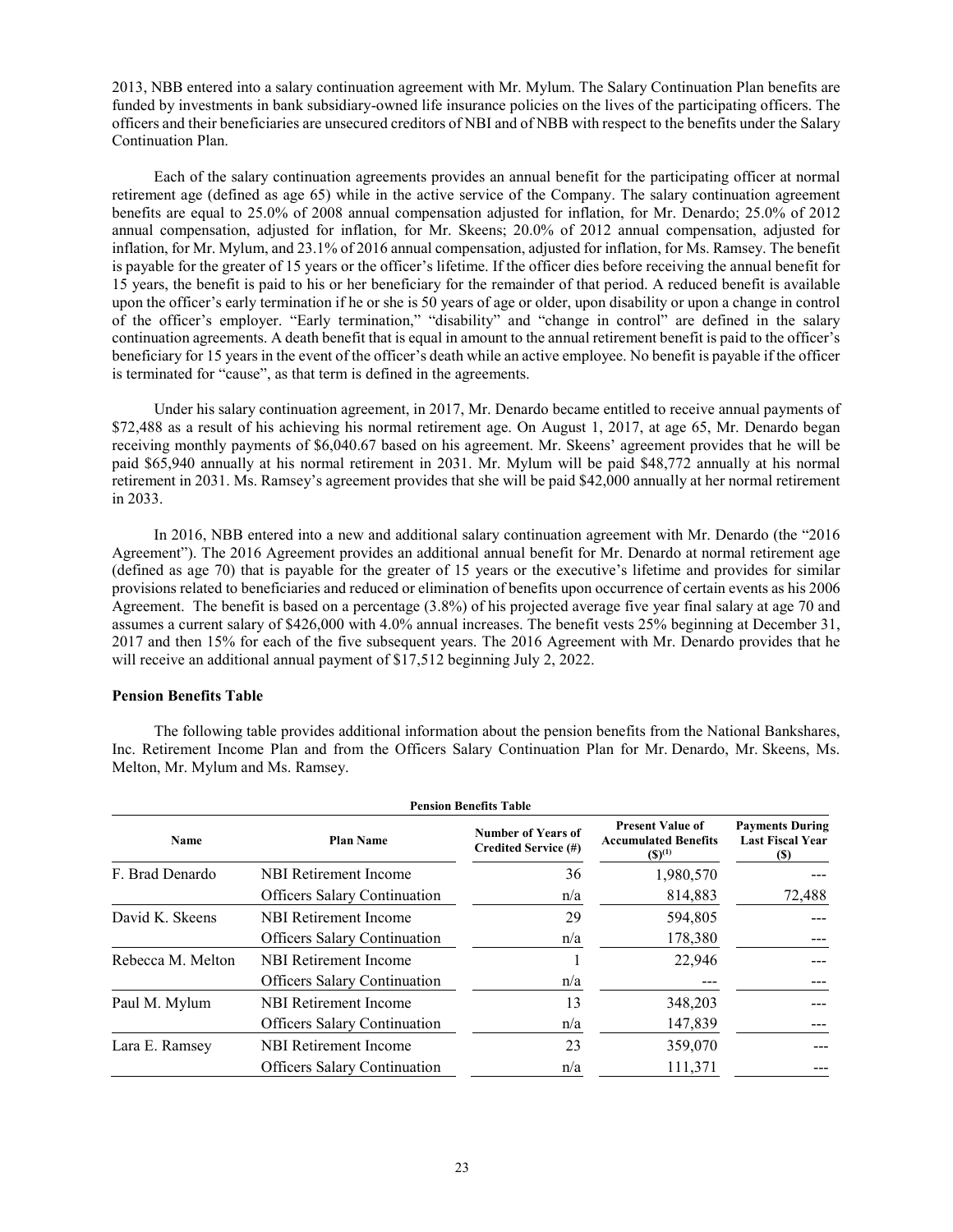2013, NBB entered into a salary continuation agreement with Mr. Mylum. The Salary Continuation Plan benefits are funded by investments in bank subsidiary-owned life insurance policies on the lives of the participating officers. The officers and their beneficiaries are unsecured creditors of NBI and of NBB with respect to the benefits under the Salary Continuation Plan.

Each of the salary continuation agreements provides an annual benefit for the participating officer at normal retirement age (defined as age 65) while in the active service of the Company. The salary continuation agreement benefits are equal to 25.0% of 2008 annual compensation adjusted for inflation, for Mr. Denardo; 25.0% of 2012 annual compensation, adjusted for inflation, for Mr. Skeens; 20.0% of 2012 annual compensation, adjusted for inflation, for Mr. Mylum, and 23.1% of 2016 annual compensation, adjusted for inflation, for Ms. Ramsey. The benefit is payable for the greater of 15 years or the officer's lifetime. If the officer dies before receiving the annual benefit for 15 years, the benefit is paid to his or her beneficiary for the remainder of that period. A reduced benefit is available upon the officer's early termination if he or she is 50 years of age or older, upon disability or upon a change in control of the officer's employer. "Early termination," "disability" and "change in control" are defined in the salary continuation agreements. A death benefit that is equal in amount to the annual retirement benefit is paid to the officer's beneficiary for 15 years in the event of the officer's death while an active employee. No benefit is payable if the officer is terminated for "cause", as that term is defined in the agreements.

Under his salary continuation agreement, in 2017, Mr. Denardo became entitled to receive annual payments of $72,488 as a result of his achieving his normal retirement age. On August 1, 2017, at age 65, Mr. Denardo began receiving monthly payments of $6,040.67 based on his agreement. Mr. Skeens' agreement provides that he will be paid $65,940 annually at his normal retirement in 2031. Mr. Mylum will be paid $48,772 annually at his normal retirement in 2031. Ms. Ramsey's agreement provides that she will be paid $42,000 annually at her normal retirement in 2033.

In 2016, NBB entered into a new and additional salary continuation agreement with Mr. Denardo (the "2016 Agreement"). The 2016 Agreement provides an additional annual benefit for Mr. Denardo at normal retirement age (defined as age 70) that is payable for the greater of 15 years or the executive's lifetime and provides for similar provisions related to beneficiaries and reduced or elimination of benefits upon occurrence of certain events as his 2006 Agreement. The benefit is based on a percentage (3.8%) of his projected average five year final salary at age 70 and assumes a current salary of $426,000 with 4.0% annual increases. The benefit vests 25% beginning at December 31, 2017 and then 15% for each of the five subsequent years. The 2016 Agreement with Mr. Denardo provides that he will receive an additional annual payment of $17,512 beginning July 2, 2022.

**Pension Benefits Table**

The following table provides additional information about the pension benefits from the National Bankshares, Inc. Retirement Income Plan and from the Officers Salary Continuation Plan for Mr. Denardo, Mr. Skeens, Ms. Melton, Mr. Mylum and Ms. Ramsey.

**Pension Benefits Table**

| Name | Plan Name | Number of Years of Credited Service (#) | Present Value of Accumulated Benefits ($)(1) | Payments During Last Fiscal Year ($) |
|---|---|---|---|---|
| F. Brad Denardo | NBI Retirement Income | 36 | 1,980,570 | --- |
| | Officers Salary Continuation | n/a | 814,883 | 72,488 |
| David K. Skeens | NBI Retirement Income | 29 | 594,805 | --- |
| | Officers Salary Continuation | n/a | 178,380 | --- |
| Rebecca M. Melton | NBI Retirement Income | 1 | 22,946 | --- |
| | Officers Salary Continuation | n/a | --- | --- |
| Paul M. Mylum | NBI Retirement Income | 13 | 348,203 | --- |
| | Officers Salary Continuation | n/a | 147,839 | --- |
| Lara E. Ramsey | NBI Retirement Income | 23 | 359,070 | --- |
| | Officers Salary Continuation | n/a | 111,371 | --- |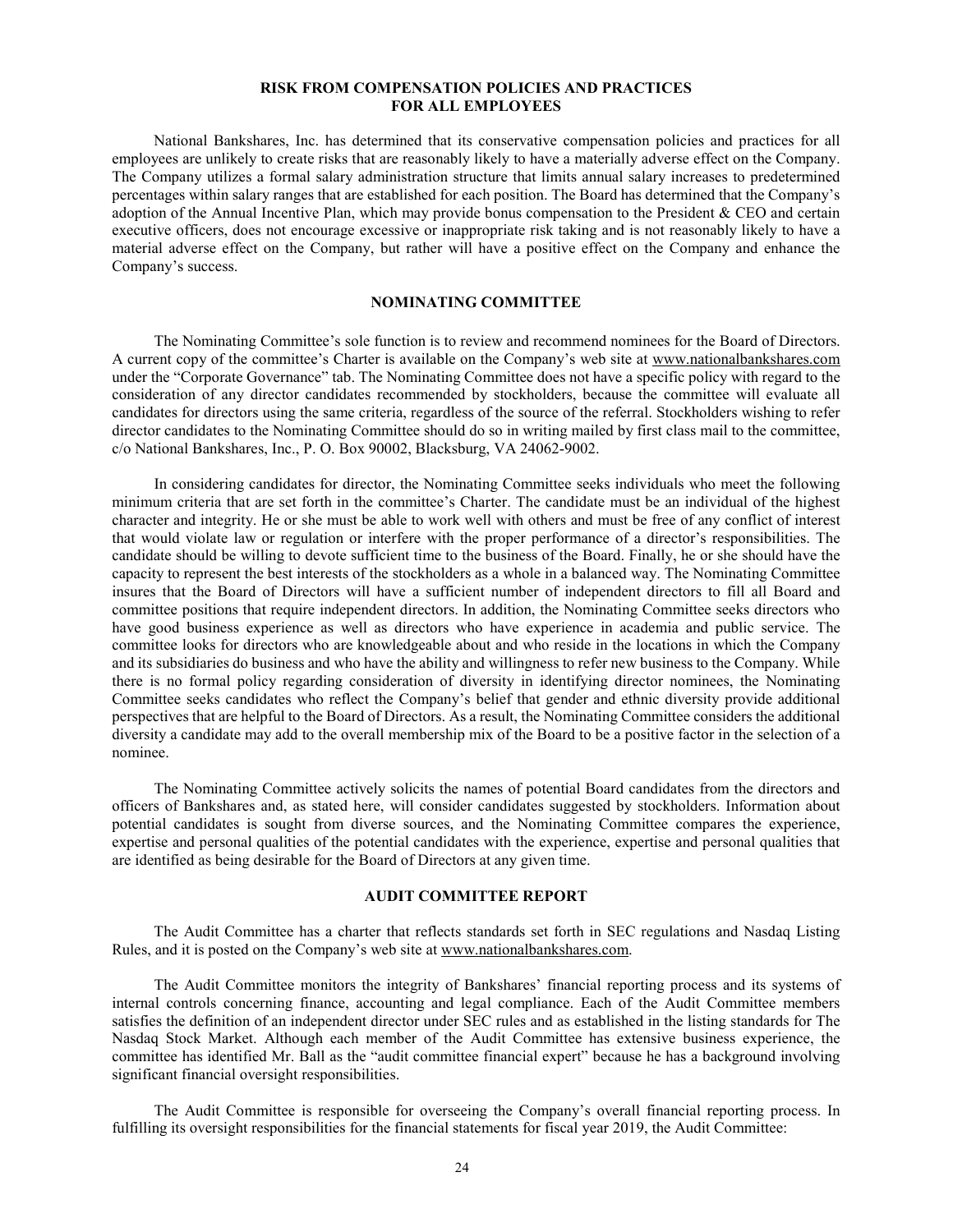## RISK FROM COMPENSATION POLICIES AND PRACTICES FOR ALL EMPLOYEES

National Bankshares, Inc. has determined that its conservative compensation policies and practices for all employees are unlikely to create risks that are reasonably likely to have a materially adverse effect on the Company. The Company utilizes a formal salary administration structure that limits annual salary increases to predetermined percentages within salary ranges that are established for each position. The Board has determined that the Company's adoption of the Annual Incentive Plan, which may provide bonus compensation to the President & CEO and certain executive officers, does not encourage excessive or inappropriate risk taking and is not reasonably likely to have a material adverse effect on the Company, but rather will have a positive effect on the Company and enhance the Company's success.

## NOMINATING COMMITTEE

The Nominating Committee's sole function is to review and recommend nominees for the Board of Directors. A current copy of the committee's Charter is available on the Company's web site at www.nationalbankshares.com under the "Corporate Governance" tab. The Nominating Committee does not have a specific policy with regard to the consideration of any director candidates recommended by stockholders, because the committee will evaluate all candidates for directors using the same criteria, regardless of the source of the referral. Stockholders wishing to refer director candidates to the Nominating Committee should do so in writing mailed by first class mail to the committee, c/o National Bankshares, Inc., P. O. Box 90002, Blacksburg, VA 24062-9002.

In considering candidates for director, the Nominating Committee seeks individuals who meet the following minimum criteria that are set forth in the committee's Charter. The candidate must be an individual of the highest character and integrity. He or she must be able to work well with others and must be free of any conflict of interest that would violate law or regulation or interfere with the proper performance of a director's responsibilities. The candidate should be willing to devote sufficient time to the business of the Board. Finally, he or she should have the capacity to represent the best interests of the stockholders as a whole in a balanced way. The Nominating Committee insures that the Board of Directors will have a sufficient number of independent directors to fill all Board and committee positions that require independent directors. In addition, the Nominating Committee seeks directors who have good business experience as well as directors who have experience in academia and public service. The committee looks for directors who are knowledgeable about and who reside in the locations in which the Company and its subsidiaries do business and who have the ability and willingness to refer new business to the Company. While there is no formal policy regarding consideration of diversity in identifying director nominees, the Nominating Committee seeks candidates who reflect the Company's belief that gender and ethnic diversity provide additional perspectives that are helpful to the Board of Directors. As a result, the Nominating Committee considers the additional diversity a candidate may add to the overall membership mix of the Board to be a positive factor in the selection of a nominee.

The Nominating Committee actively solicits the names of potential Board candidates from the directors and officers of Bankshares and, as stated here, will consider candidates suggested by stockholders. Information about potential candidates is sought from diverse sources, and the Nominating Committee compares the experience, expertise and personal qualities of the potential candidates with the experience, expertise and personal qualities that are identified as being desirable for the Board of Directors at any given time.

## AUDIT COMMITTEE REPORT

The Audit Committee has a charter that reflects standards set forth in SEC regulations and Nasdaq Listing Rules, and it is posted on the Company's web site at www.nationalbankshares.com.

The Audit Committee monitors the integrity of Bankshares' financial reporting process and its systems of internal controls concerning finance, accounting and legal compliance. Each of the Audit Committee members satisfies the definition of an independent director under SEC rules and as established in the listing standards for The Nasdaq Stock Market. Although each member of the Audit Committee has extensive business experience, the committee has identified Mr. Ball as the "audit committee financial expert" because he has a background involving significant financial oversight responsibilities.

The Audit Committee is responsible for overseeing the Company's overall financial reporting process. In fulfilling its oversight responsibilities for the financial statements for fiscal year 2019, the Audit Committee: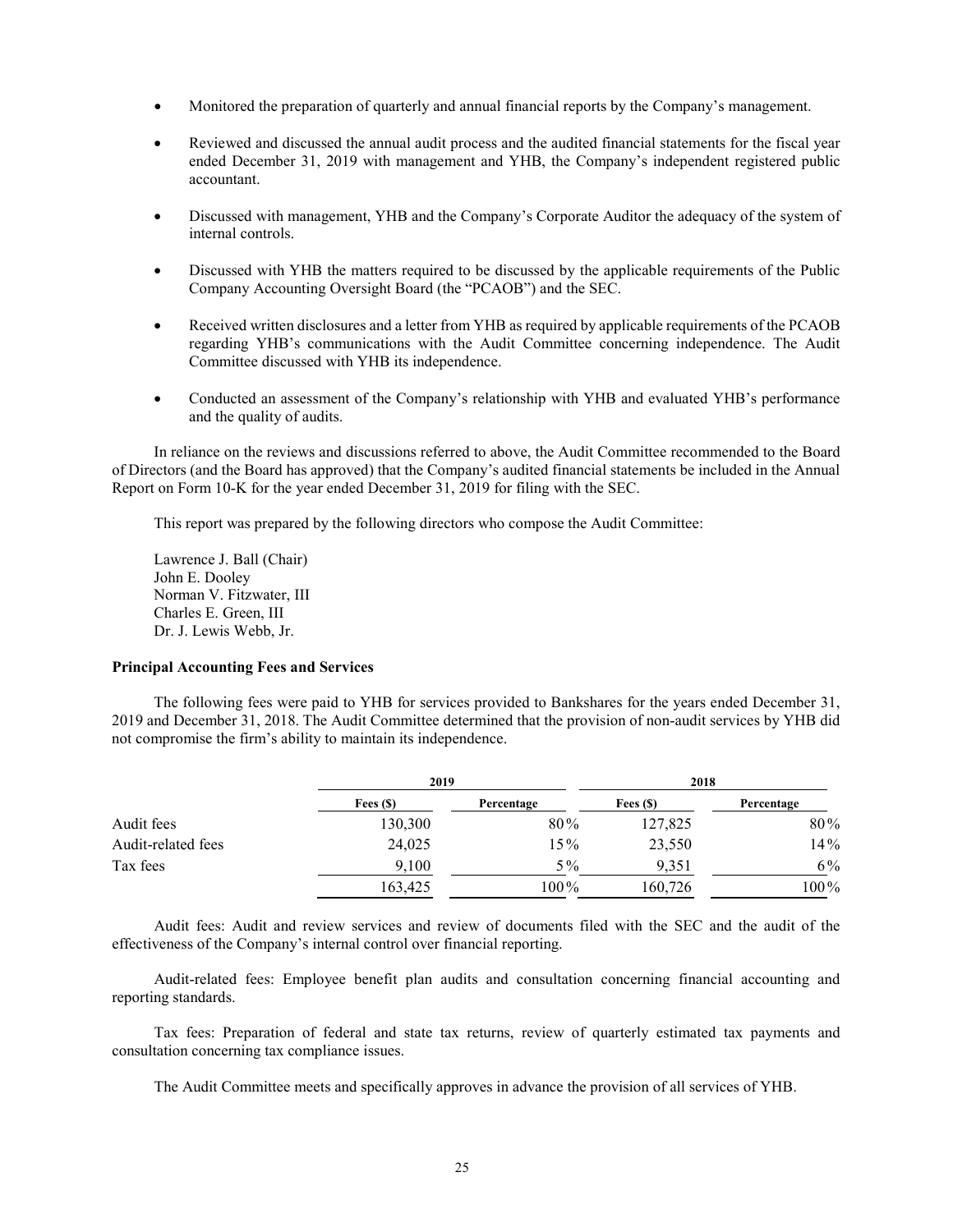- Monitored the preparation of quarterly and annual financial reports by the Company's management.
- Reviewed and discussed the annual audit process and the audited financial statements for the fiscal year ended December 31, 2019 with management and YHB, the Company's independent registered public accountant.
- Discussed with management, YHB and the Company's Corporate Auditor the adequacy of the system of internal controls.
- Discussed with YHB the matters required to be discussed by the applicable requirements of the Public Company Accounting Oversight Board (the "PCAOB") and the SEC.
- Received written disclosures and a letter from YHB as required by applicable requirements of the PCAOB regarding YHB's communications with the Audit Committee concerning independence. The Audit Committee discussed with YHB its independence.
- Conducted an assessment of the Company's relationship with YHB and evaluated YHB's performance and the quality of audits.

In reliance on the reviews and discussions referred to above, the Audit Committee recommended to the Board of Directors (and the Board has approved) that the Company's audited financial statements be included in the Annual Report on Form 10-K for the year ended December 31, 2019 for filing with the SEC.

This report was prepared by the following directors who compose the Audit Committee:

Lawrence J. Ball (Chair)
John E. Dooley
Norman V. Fitzwater, III
Charles E. Green, III
Dr. J. Lewis Webb, Jr.

**Principal Accounting Fees and Services**

The following fees were paid to YHB for services provided to Bankshares for the years ended December 31, 2019 and December 31, 2018. The Audit Committee determined that the provision of non-audit services by YHB did not compromise the firm's ability to maintain its independence.

| | 2019 | | 2018 | |
|---|---|---|---|---|
| | Fees ($) | Percentage | Fees ($) | Percentage |
| Audit fees | 130,300 | 80% | 127,825 | 80% |
| Audit-related fees | 24,025 | 15% | 23,550 | 14% |
| Tax fees | 9,100 | 5% | 9,351 | 6% |
| | 163,425 | 100% | 160,726 | 100% |

Audit fees: Audit and review services and review of documents filed with the SEC and the audit of the effectiveness of the Company's internal control over financial reporting.

Audit-related fees: Employee benefit plan audits and consultation concerning financial accounting and reporting standards.

Tax fees: Preparation of federal and state tax returns, review of quarterly estimated tax payments and consultation concerning tax compliance issues.

The Audit Committee meets and specifically approves in advance the provision of all services of YHB.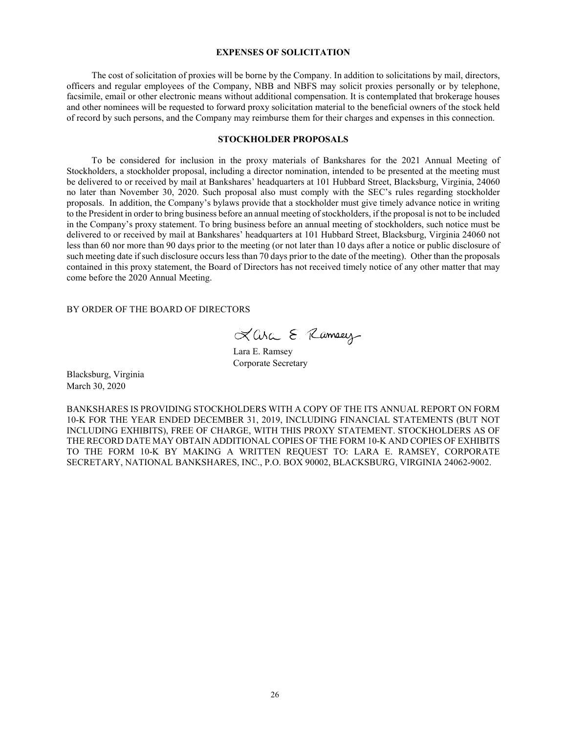## EXPENSES OF SOLICITATION

The cost of solicitation of proxies will be borne by the Company. In addition to solicitations by mail, directors, officers and regular employees of the Company, NBB and NBFS may solicit proxies personally or by telephone, facsimile, email or other electronic means without additional compensation. It is contemplated that brokerage houses and other nominees will be requested to forward proxy solicitation material to the beneficial owners of the stock held of record by such persons, and the Company may reimburse them for their charges and expenses in this connection.

## STOCKHOLDER PROPOSALS

To be considered for inclusion in the proxy materials of Bankshares for the 2021 Annual Meeting of Stockholders, a stockholder proposal, including a director nomination, intended to be presented at the meeting must be delivered to or received by mail at Bankshares' headquarters at 101 Hubbard Street, Blacksburg, Virginia, 24060 no later than November 30, 2020. Such proposal also must comply with the SEC's rules regarding stockholder proposals. In addition, the Company's bylaws provide that a stockholder must give timely advance notice in writing to the President in order to bring business before an annual meeting of stockholders, if the proposal is not to be included in the Company's proxy statement. To bring business before an annual meeting of stockholders, such notice must be delivered to or received by mail at Bankshares' headquarters at 101 Hubbard Street, Blacksburg, Virginia 24060 not less than 60 nor more than 90 days prior to the meeting (or not later than 10 days after a notice or public disclosure of such meeting date if such disclosure occurs less than 70 days prior to the date of the meeting). Other than the proposals contained in this proxy statement, the Board of Directors has not received timely notice of any other matter that may come before the 2020 Annual Meeting.

BY ORDER OF THE BOARD OF DIRECTORS

Lara E. Ramsey
Corporate Secretary

Blacksburg, Virginia
March 30, 2020

BANKSHARES IS PROVIDING STOCKHOLDERS WITH A COPY OF THE ITS ANNUAL REPORT ON FORM 10-K FOR THE YEAR ENDED DECEMBER 31, 2019, INCLUDING FINANCIAL STATEMENTS (BUT NOT INCLUDING EXHIBITS), FREE OF CHARGE, WITH THIS PROXY STATEMENT. STOCKHOLDERS AS OF THE RECORD DATE MAY OBTAIN ADDITIONAL COPIES OF THE FORM 10-K AND COPIES OF EXHIBITS TO THE FORM 10-K BY MAKING A WRITTEN REQUEST TO: LARA E. RAMSEY, CORPORATE SECRETARY, NATIONAL BANKSHARES, INC., P.O. BOX 90002, BLACKSBURG, VIRGINIA 24062-9002.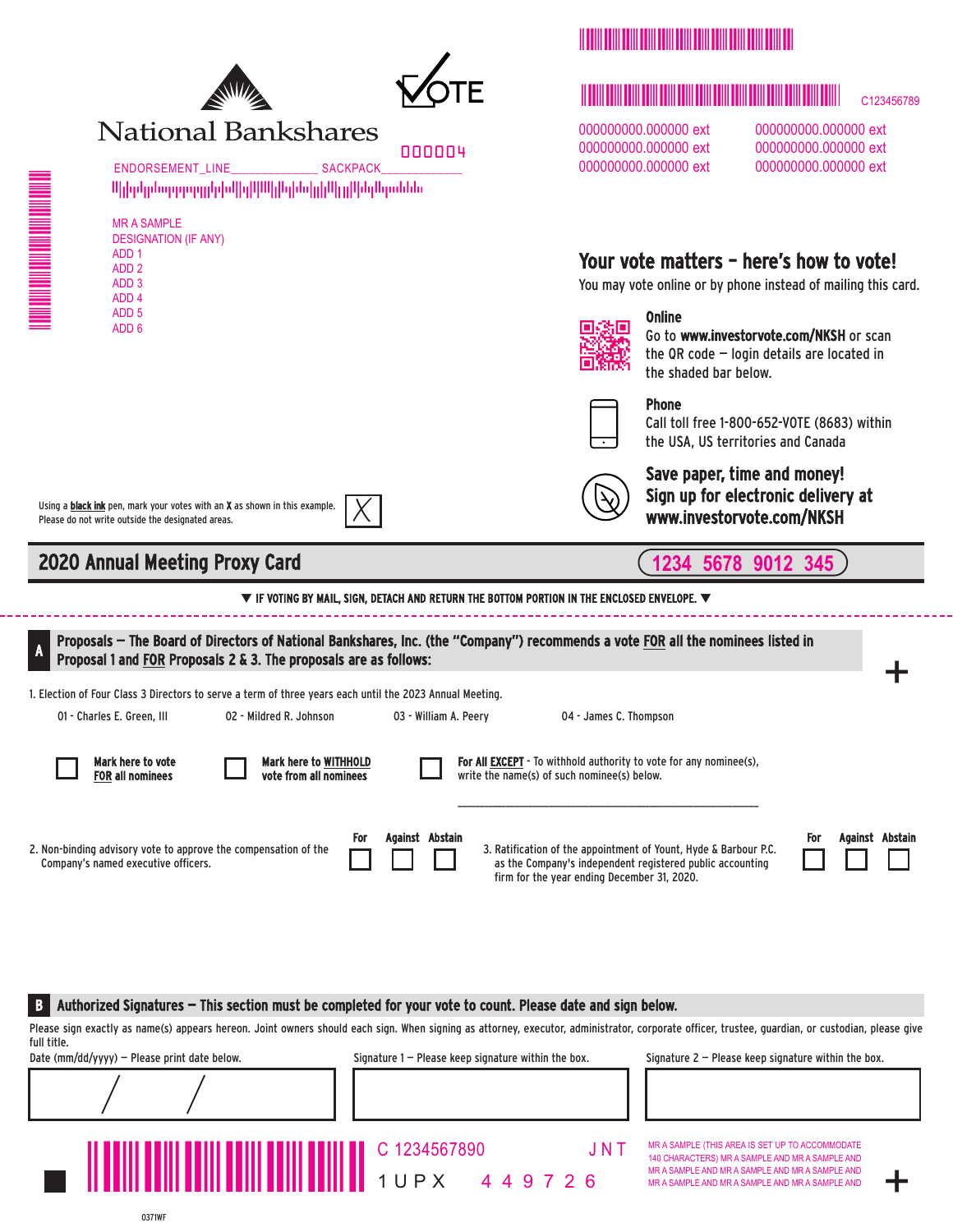National Bankshares

VOTE

000004

ENDORSEMENT_LINE______________ SACKPACK_____________

MR A SAMPLE
DESIGNATION (IF ANY)
ADD 1
ADD 2
ADD 3
ADD 4
ADD 5
ADD 6

C123456789

000000000.000000 ext 000000000.000000 ext
000000000.000000 ext 000000000.000000 ext
000000000.000000 ext 000000000.000000 ext

## Your vote matters – here's how to vote!

You may vote online or by phone instead of mailing this card.

**Online**
Go to **www.investorvote.com/NKSH** or scan the QR code — login details are located in the shaded bar below.

**Phone**
Call toll free 1-800-652-VOTE (8683) within the USA, US territories and Canada

**Save paper, time and money! Sign up for electronic delivery at www.investorvote.com/NKSH**

Using a **black ink** pen, mark your votes with an **X** as shown in this example. Please do not write outside the designated areas. ☒

## 2020 Annual Meeting Proxy Card

1234 5678 9012 345

▼ IF VOTING BY MAIL, SIGN, DETACH AND RETURN THE BOTTOM PORTION IN THE ENCLOSED ENVELOPE. ▼

### A Proposals — The Board of Directors of National Bankshares, Inc. (the "Company") recommends a vote FOR all the nominees listed in Proposal 1 and FOR Proposals 2 & 3. The proposals are as follows:

1. Election of Four Class 3 Directors to serve a term of three years each until the 2023 Annual Meeting.

01 - Charles E. Green, III    02 - Mildred R. Johnson    03 - William A. Peery    04 - James C. Thompson

☐ **Mark here to vote FOR all nominees**    ☐ **Mark here to WITHHOLD vote from all nominees**    ☐ **For All EXCEPT** - To withhold authority to vote for any nominee(s), write the name(s) of such nominee(s) below.

______________________________________________

| | For | Against | Abstain |
|---|---|---|---|
| 2. Non-binding advisory vote to approve the compensation of the Company's named executive officers. | ☐ | ☐ | ☐ |
| 3. Ratification of the appointment of Yount, Hyde & Barbour P.C. as the Company's independent registered public accounting firm for the year ending December 31, 2020. | ☐ | ☐ | ☐ |

### B Authorized Signatures — This section must be completed for your vote to count. Please date and sign below.

Please sign exactly as name(s) appears hereon. Joint owners should each sign. When signing as attorney, executor, administrator, corporate officer, trustee, guardian, or custodian, please give full title.

| Date (mm/dd/yyyy) — Please print date below. | Signature 1 — Please keep signature within the box. | Signature 2 — Please keep signature within the box. |
|---|---|---|
| / / | | |

C 1234567890 JNT

1 U P X 4 4 9 7 2 6

MR A SAMPLE (THIS AREA IS SET UP TO ACCOMMODATE 140 CHARACTERS) MR A SAMPLE AND MR A SAMPLE AND MR A SAMPLE AND MR A SAMPLE AND MR A SAMPLE AND MR A SAMPLE AND MR A SAMPLE AND MR A SAMPLE AND

0371WF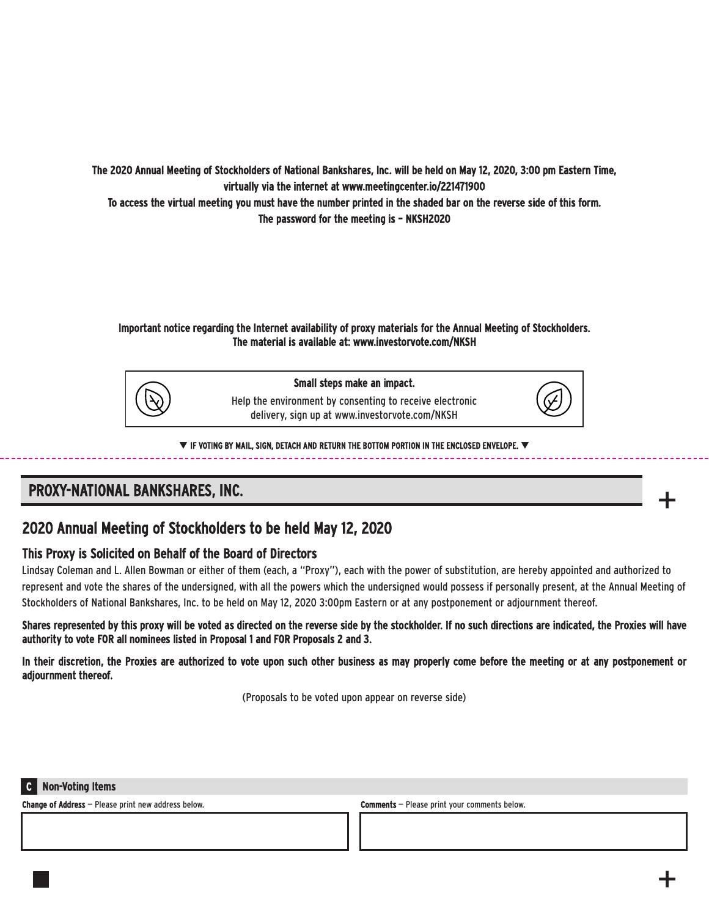**The 2020 Annual Meeting of Stockholders of National Bankshares, Inc. will be held on May 12, 2020, 3:00 pm Eastern Time, virtually via the internet at www.meetingcenter.io/221471900**

**To access the virtual meeting you must have the number printed in the shaded bar on the reverse side of this form.**

**The password for the meeting is – NKSH2020**

**Important notice regarding the Internet availability of proxy materials for the Annual Meeting of Stockholders. The material is available at: www.investorvote.com/NKSH**

**Small steps make an impact.**

Help the environment by consenting to receive electronic delivery, sign up at www.investorvote.com/NKSH

▼ **IF VOTING BY MAIL, SIGN, DETACH AND RETURN THE BOTTOM PORTION IN THE ENCLOSED ENVELOPE.** ▼

# PROXY-NATIONAL BANKSHARES, INC.

## 2020 Annual Meeting of Stockholders to be held May 12, 2020

### This Proxy is Solicited on Behalf of the Board of Directors

Lindsay Coleman and L. Allen Bowman or either of them (each, a "Proxy"), each with the power of substitution, are hereby appointed and authorized to represent and vote the shares of the undersigned, with all the powers which the undersigned would possess if personally present, at the Annual Meeting of Stockholders of National Bankshares, Inc. to be held on May 12, 2020 3:00pm Eastern or at any postponement or adjournment thereof.

**Shares represented by this proxy will be voted as directed on the reverse side by the stockholder. If no such directions are indicated, the Proxies will have authority to vote FOR all nominees listed in Proposal 1 and FOR Proposals 2 and 3.**

**In their discretion, the Proxies are authorized to vote upon such other business as may properly come before the meeting or at any postponement or adjournment thereof.**

(Proposals to be voted upon appear on reverse side)

**C Non-Voting Items**

**Change of Address** — Please print new address below.

**Comments** — Please print your comments below.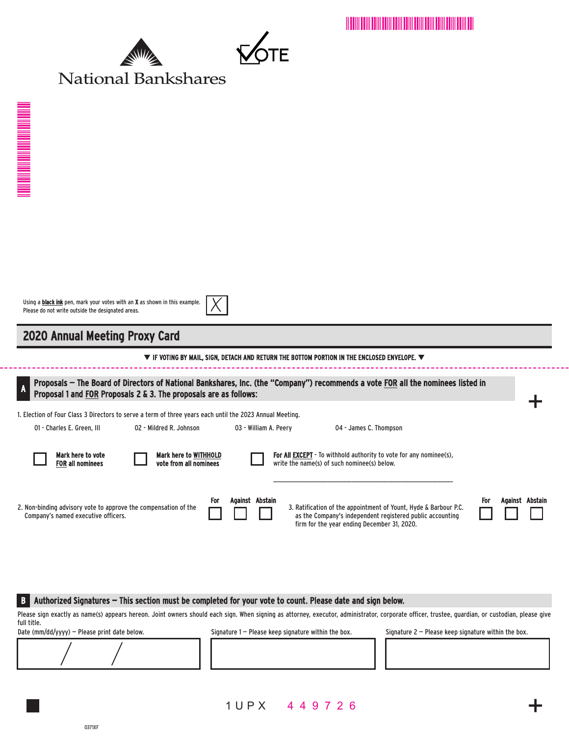National Bankshares

VOTE

Using a **black ink** pen, mark your votes with an **X** as shown in this example. Please do not write outside the designated areas.

## 2020 Annual Meeting Proxy Card

▼ IF VOTING BY MAIL, SIGN, DETACH AND RETURN THE BOTTOM PORTION IN THE ENCLOSED ENVELOPE. ▼

### A Proposals — The Board of Directors of National Bankshares, Inc. (the "Company") recommends a vote FOR all the nominees listed in Proposal 1 and FOR Proposals 2 & 3. The proposals are as follows:

1. Election of Four Class 3 Directors to serve a term of three years each until the 2023 Annual Meeting.

01 - Charles E. Green, III    02 - Mildred R. Johnson    03 - William A. Peery    04 - James C. Thompson

☐ **Mark here to vote FOR all nominees**    ☐ **Mark here to WITHHOLD vote from all nominees**    ☐ **For All EXCEPT** - To withhold authority to vote for any nominee(s), write the name(s) of such nominee(s) below.

______________________________________________

| Proposal | For | Against | Abstain |
|---|---|---|---|
| 2. Non-binding advisory vote to approve the compensation of the Company's named executive officers. | ☐ | ☐ | ☐ |
| 3. Ratification of the appointment of Yount, Hyde & Barbour P.C. as the Company's independent registered public accounting firm for the year ending December 31, 2020. | ☐ | ☐ | ☐ |

### B Authorized Signatures — This section must be completed for your vote to count. Please date and sign below.

Please sign exactly as name(s) appears hereon. Joint owners should each sign. When signing as attorney, executor, administrator, corporate officer, trustee, guardian, or custodian, please give full title.

| Date (mm/dd/yyyy) — Please print date below. | Signature 1 — Please keep signature within the box. | Signature 2 — Please keep signature within the box. |
|---|---|---|
| / / | | |

1UPX 449726

0371XF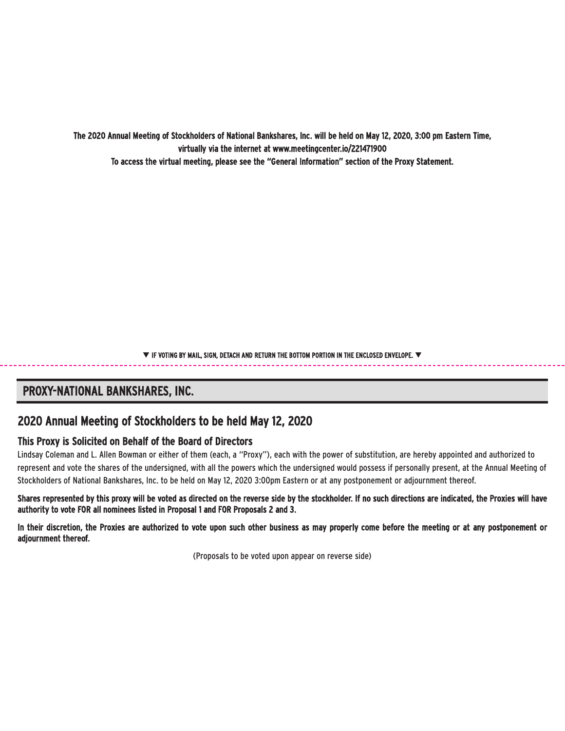**The 2020 Annual Meeting of Stockholders of National Bankshares, Inc. will be held on May 12, 2020, 3:00 pm Eastern Time, virtually via the internet at www.meetingcenter.io/221471900**

**To access the virtual meeting, please see the "General Information" section of the Proxy Statement.**

▼ IF VOTING BY MAIL, SIGN, DETACH AND RETURN THE BOTTOM PORTION IN THE ENCLOSED ENVELOPE. ▼

## PROXY-NATIONAL BANKSHARES, INC.

## 2020 Annual Meeting of Stockholders to be held May 12, 2020

### This Proxy is Solicited on Behalf of the Board of Directors

Lindsay Coleman and L. Allen Bowman or either of them (each, a "Proxy"), each with the power of substitution, are hereby appointed and authorized to represent and vote the shares of the undersigned, with all the powers which the undersigned would possess if personally present, at the Annual Meeting of Stockholders of National Bankshares, Inc. to be held on May 12, 2020 3:00pm Eastern or at any postponement or adjournment thereof.

**Shares represented by this proxy will be voted as directed on the reverse side by the stockholder. If no such directions are indicated, the Proxies will have authority to vote FOR all nominees listed in Proposal 1 and FOR Proposals 2 and 3.**

**In their discretion, the Proxies are authorized to vote upon such other business as may properly come before the meeting or at any postponement or adjournment thereof.**

(Proposals to be voted upon appear on reverse side)